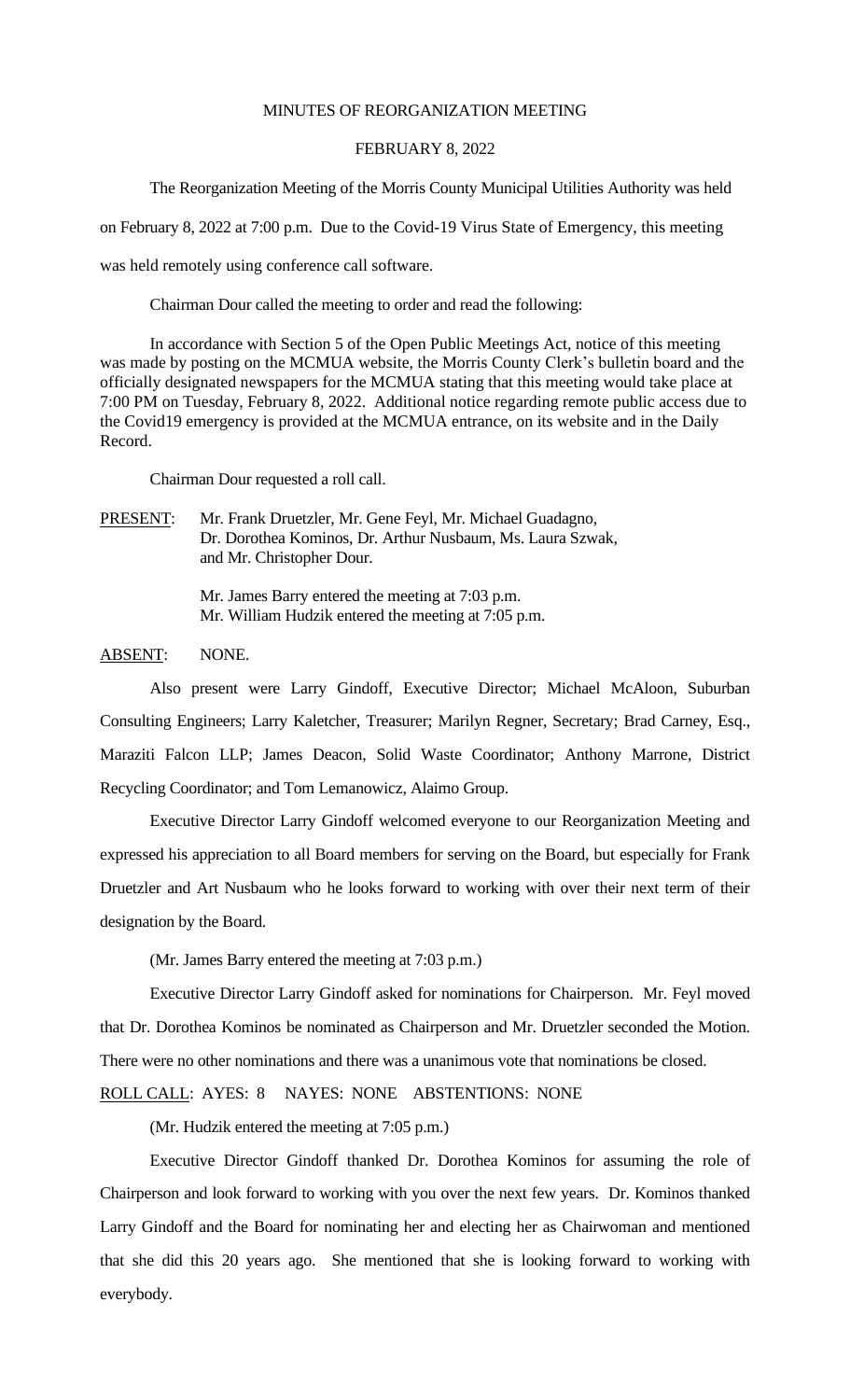MINUTES OF REORGANIZATION MEETING

FEBRUARY 8, 2022

The Reorganization Meeting of the Morris County Municipal Utilities Authority was held on February 8, 2022 at 7:00 p.m. Due to the Covid-19 Virus State of Emergency, this meeting was held remotely using conference call software.

Chairman Dour called the meeting to order and read the following:

In accordance with Section 5 of the Open Public Meetings Act, notice of this meeting was made by posting on the MCMUA website, the Morris County Clerk's bulletin board and the officially designated newspapers for the MCMUA stating that this meeting would take place at 7:00 PM on Tuesday, February 8, 2022. Additional notice regarding remote public access due to the Covid19 emergency is provided at the MCMUA entrance, on its website and in the Daily Record.

Chairman Dour requested a roll call.

PRESENT: Mr. Frank Druetzler, Mr. Gene Feyl, Mr. Michael Guadagno, Dr. Dorothea Kominos, Dr. Arthur Nusbaum, Ms. Laura Szwak, and Mr. Christopher Dour.

Mr. James Barry entered the meeting at 7:03 p.m.
Mr. William Hudzik entered the meeting at 7:05 p.m.

ABSENT: NONE.

Also present were Larry Gindoff, Executive Director; Michael McAloon, Suburban Consulting Engineers; Larry Kaletcher, Treasurer; Marilyn Regner, Secretary; Brad Carney, Esq., Maraziti Falcon LLP; James Deacon, Solid Waste Coordinator; Anthony Marrone, District Recycling Coordinator; and Tom Lemanowicz, Alaimo Group.

Executive Director Larry Gindoff welcomed everyone to our Reorganization Meeting and expressed his appreciation to all Board members for serving on the Board, but especially for Frank Druetzler and Art Nusbaum who he looks forward to working with over their next term of their designation by the Board.

(Mr. James Barry entered the meeting at 7:03 p.m.)

Executive Director Larry Gindoff asked for nominations for Chairperson. Mr. Feyl moved that Dr. Dorothea Kominos be nominated as Chairperson and Mr. Druetzler seconded the Motion. There were no other nominations and there was a unanimous vote that nominations be closed.

ROLL CALL: AYES: 8 NAYES: NONE ABSTENTIONS: NONE

(Mr. Hudzik entered the meeting at 7:05 p.m.)

Executive Director Gindoff thanked Dr. Dorothea Kominos for assuming the role of Chairperson and look forward to working with you over the next few years. Dr. Kominos thanked Larry Gindoff and the Board for nominating her and electing her as Chairwoman and mentioned that she did this 20 years ago. She mentioned that she is looking forward to working with everybody.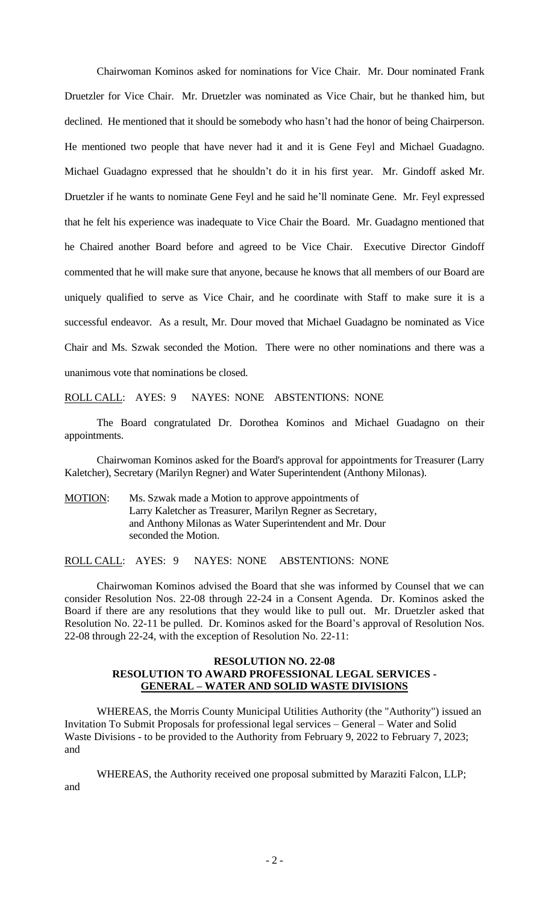Chairwoman Kominos asked for nominations for Vice Chair. Mr. Dour nominated Frank Druetzler for Vice Chair. Mr. Druetzler was nominated as Vice Chair, but he thanked him, but declined. He mentioned that it should be somebody who hasn't had the honor of being Chairperson. He mentioned two people that have never had it and it is Gene Feyl and Michael Guadagno. Michael Guadagno expressed that he shouldn't do it in his first year. Mr. Gindoff asked Mr. Druetzler if he wants to nominate Gene Feyl and he said he'll nominate Gene. Mr. Feyl expressed that he felt his experience was inadequate to Vice Chair the Board. Mr. Guadagno mentioned that he Chaired another Board before and agreed to be Vice Chair. Executive Director Gindoff commented that he will make sure that anyone, because he knows that all members of our Board are uniquely qualified to serve as Vice Chair, and he coordinate with Staff to make sure it is a successful endeavor. As a result, Mr. Dour moved that Michael Guadagno be nominated as Vice Chair and Ms. Szwak seconded the Motion. There were no other nominations and there was a unanimous vote that nominations be closed.

ROLL CALL: AYES: 9 NAYES: NONE ABSTENTIONS: NONE

The Board congratulated Dr. Dorothea Kominos and Michael Guadagno on their appointments.

Chairwoman Kominos asked for the Board's approval for appointments for Treasurer (Larry Kaletcher), Secretary (Marilyn Regner) and Water Superintendent (Anthony Milonas).

MOTION: Ms. Szwak made a Motion to approve appointments of Larry Kaletcher as Treasurer, Marilyn Regner as Secretary, and Anthony Milonas as Water Superintendent and Mr. Dour seconded the Motion.

ROLL CALL: AYES: 9 NAYES: NONE ABSTENTIONS: NONE

Chairwoman Kominos advised the Board that she was informed by Counsel that we can consider Resolution Nos. 22-08 through 22-24 in a Consent Agenda. Dr. Kominos asked the Board if there are any resolutions that they would like to pull out. Mr. Druetzler asked that Resolution No. 22-11 be pulled. Dr. Kominos asked for the Board's approval of Resolution Nos. 22-08 through 22-24, with the exception of Resolution No. 22-11:

**RESOLUTION NO. 22-08**
**RESOLUTION TO AWARD PROFESSIONAL LEGAL SERVICES - GENERAL – WATER AND SOLID WASTE DIVISIONS**

WHEREAS, the Morris County Municipal Utilities Authority (the "Authority") issued an Invitation To Submit Proposals for professional legal services – General – Water and Solid Waste Divisions - to be provided to the Authority from February 9, 2022 to February 7, 2023; and

WHEREAS, the Authority received one proposal submitted by Maraziti Falcon, LLP; and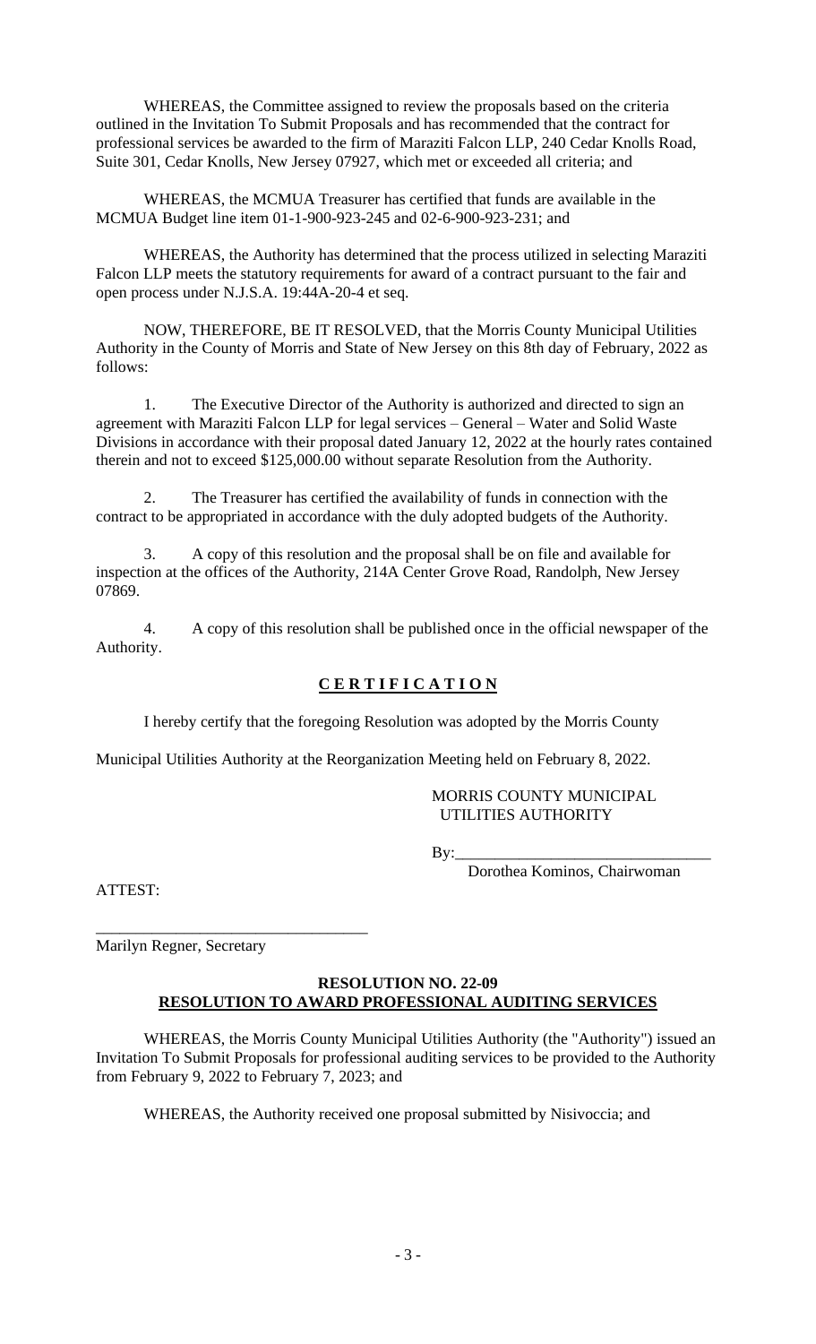WHEREAS, the Committee assigned to review the proposals based on the criteria outlined in the Invitation To Submit Proposals and has recommended that the contract for professional services be awarded to the firm of Maraziti Falcon LLP, 240 Cedar Knolls Road, Suite 301, Cedar Knolls, New Jersey 07927, which met or exceeded all criteria; and

WHEREAS, the MCMUA Treasurer has certified that funds are available in the MCMUA Budget line item 01-1-900-923-245 and 02-6-900-923-231; and

WHEREAS, the Authority has determined that the process utilized in selecting Maraziti Falcon LLP meets the statutory requirements for award of a contract pursuant to the fair and open process under N.J.S.A. 19:44A-20-4 et seq.

NOW, THEREFORE, BE IT RESOLVED, that the Morris County Municipal Utilities Authority in the County of Morris and State of New Jersey on this 8th day of February, 2022 as follows:

1. The Executive Director of the Authority is authorized and directed to sign an agreement with Maraziti Falcon LLP for legal services – General – Water and Solid Waste Divisions in accordance with their proposal dated January 12, 2022 at the hourly rates contained therein and not to exceed $125,000.00 without separate Resolution from the Authority.

2. The Treasurer has certified the availability of funds in connection with the contract to be appropriated in accordance with the duly adopted budgets of the Authority.

3. A copy of this resolution and the proposal shall be on file and available for inspection at the offices of the Authority, 214A Center Grove Road, Randolph, New Jersey 07869.

4. A copy of this resolution shall be published once in the official newspaper of the Authority.

**C E R T I F I C A T I O N**

I hereby certify that the foregoing Resolution was adopted by the Morris County Municipal Utilities Authority at the Reorganization Meeting held on February 8, 2022.

MORRIS COUNTY MUNICIPAL UTILITIES AUTHORITY

By:________________________________
Dorothea Kominos, Chairwoman

ATTEST:

________________________________
Marilyn Regner, Secretary

**RESOLUTION NO. 22-09**
**RESOLUTION TO AWARD PROFESSIONAL AUDITING SERVICES**

WHEREAS, the Morris County Municipal Utilities Authority (the "Authority") issued an Invitation To Submit Proposals for professional auditing services to be provided to the Authority from February 9, 2022 to February 7, 2023; and

WHEREAS, the Authority received one proposal submitted by Nisivoccia; and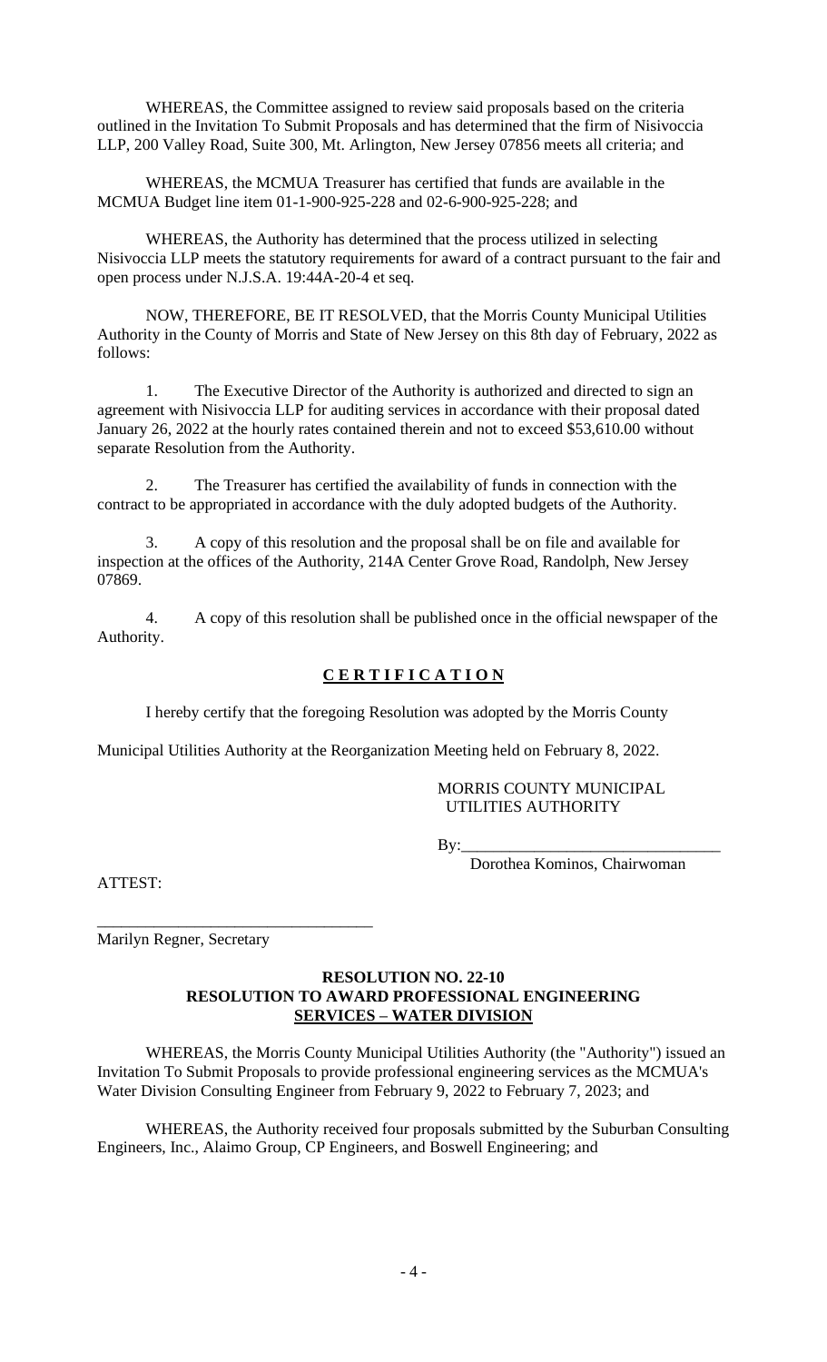WHEREAS, the Committee assigned to review said proposals based on the criteria outlined in the Invitation To Submit Proposals and has determined that the firm of Nisivoccia LLP, 200 Valley Road, Suite 300, Mt. Arlington, New Jersey 07856 meets all criteria; and

WHEREAS, the MCMUA Treasurer has certified that funds are available in the MCMUA Budget line item 01-1-900-925-228 and 02-6-900-925-228; and

WHEREAS, the Authority has determined that the process utilized in selecting Nisivoccia LLP meets the statutory requirements for award of a contract pursuant to the fair and open process under N.J.S.A. 19:44A-20-4 et seq.

NOW, THEREFORE, BE IT RESOLVED, that the Morris County Municipal Utilities Authority in the County of Morris and State of New Jersey on this 8th day of February, 2022 as follows:

1. The Executive Director of the Authority is authorized and directed to sign an agreement with Nisivoccia LLP for auditing services in accordance with their proposal dated January 26, 2022 at the hourly rates contained therein and not to exceed $53,610.00 without separate Resolution from the Authority.

2. The Treasurer has certified the availability of funds in connection with the contract to be appropriated in accordance with the duly adopted budgets of the Authority.

3. A copy of this resolution and the proposal shall be on file and available for inspection at the offices of the Authority, 214A Center Grove Road, Randolph, New Jersey 07869.

4. A copy of this resolution shall be published once in the official newspaper of the Authority.

## C E R T I F I C A T I O N

I hereby certify that the foregoing Resolution was adopted by the Morris County Municipal Utilities Authority at the Reorganization Meeting held on February 8, 2022.

MORRIS COUNTY MUNICIPAL UTILITIES AUTHORITY

By:_______________________________
Dorothea Kominos, Chairwoman

ATTEST:

_________________________________
Marilyn Regner, Secretary

## RESOLUTION NO. 22-10
## RESOLUTION TO AWARD PROFESSIONAL ENGINEERING SERVICES – WATER DIVISION

WHEREAS, the Morris County Municipal Utilities Authority (the "Authority") issued an Invitation To Submit Proposals to provide professional engineering services as the MCMUA's Water Division Consulting Engineer from February 9, 2022 to February 7, 2023; and

WHEREAS, the Authority received four proposals submitted by the Suburban Consulting Engineers, Inc., Alaimo Group, CP Engineers, and Boswell Engineering; and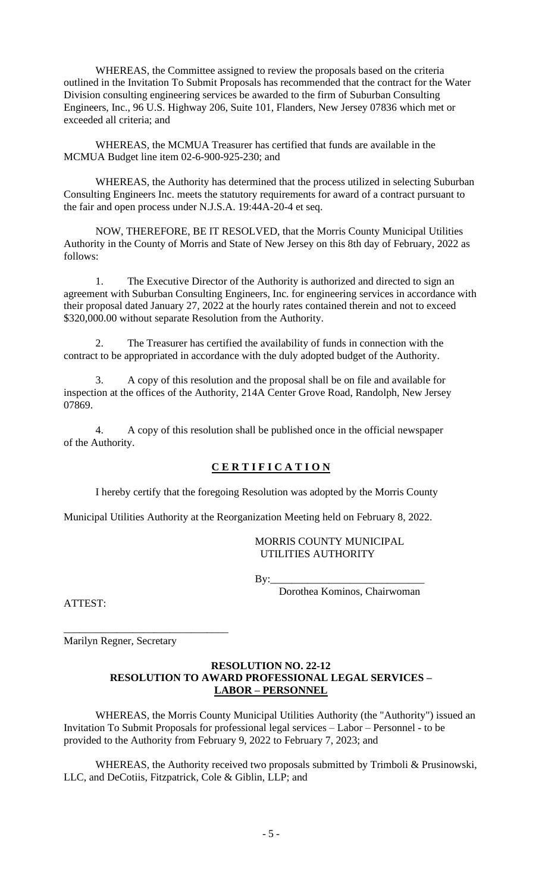WHEREAS, the Committee assigned to review the proposals based on the criteria outlined in the Invitation To Submit Proposals has recommended that the contract for the Water Division consulting engineering services be awarded to the firm of Suburban Consulting Engineers, Inc., 96 U.S. Highway 206, Suite 101, Flanders, New Jersey 07836 which met or exceeded all criteria; and

WHEREAS, the MCMUA Treasurer has certified that funds are available in the MCMUA Budget line item 02-6-900-925-230; and

WHEREAS, the Authority has determined that the process utilized in selecting Suburban Consulting Engineers Inc. meets the statutory requirements for award of a contract pursuant to the fair and open process under N.J.S.A. 19:44A-20-4 et seq.

NOW, THEREFORE, BE IT RESOLVED, that the Morris County Municipal Utilities Authority in the County of Morris and State of New Jersey on this 8th day of February, 2022 as follows:

1. The Executive Director of the Authority is authorized and directed to sign an agreement with Suburban Consulting Engineers, Inc. for engineering services in accordance with their proposal dated January 27, 2022 at the hourly rates contained therein and not to exceed $320,000.00 without separate Resolution from the Authority.

2. The Treasurer has certified the availability of funds in connection with the contract to be appropriated in accordance with the duly adopted budget of the Authority.

3. A copy of this resolution and the proposal shall be on file and available for inspection at the offices of the Authority, 214A Center Grove Road, Randolph, New Jersey 07869.

4. A copy of this resolution shall be published once in the official newspaper of the Authority.

## C E R T I F I C A T I O N

I hereby certify that the foregoing Resolution was adopted by the Morris County Municipal Utilities Authority at the Reorganization Meeting held on February 8, 2022.

MORRIS COUNTY MUNICIPAL UTILITIES AUTHORITY

By:_____________________________
Dorothea Kominos, Chairwoman

ATTEST:

_______________________________
Marilyn Regner, Secretary

## RESOLUTION NO. 22-12
## RESOLUTION TO AWARD PROFESSIONAL LEGAL SERVICES – LABOR – PERSONNEL

WHEREAS, the Morris County Municipal Utilities Authority (the "Authority") issued an Invitation To Submit Proposals for professional legal services – Labor – Personnel - to be provided to the Authority from February 9, 2022 to February 7, 2023; and

WHEREAS, the Authority received two proposals submitted by Trimboli & Prusinowski, LLC, and DeCotiis, Fitzpatrick, Cole & Giblin, LLP; and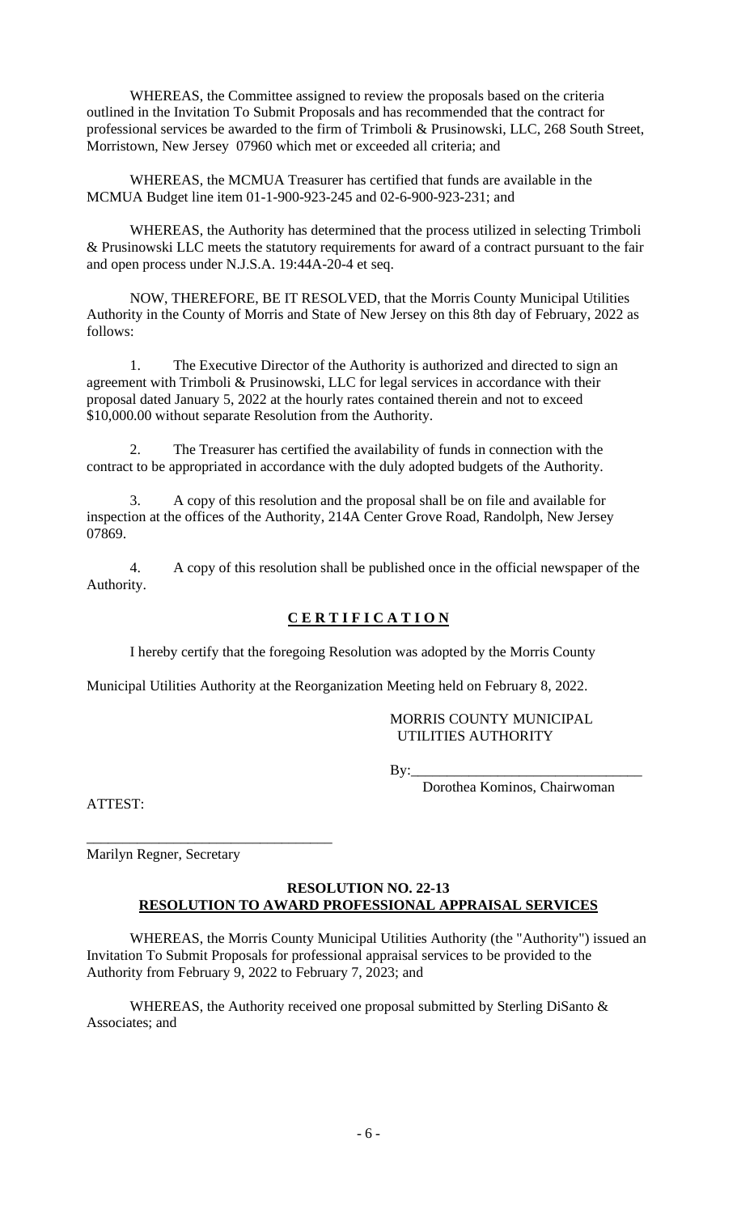WHEREAS, the Committee assigned to review the proposals based on the criteria outlined in the Invitation To Submit Proposals and has recommended that the contract for professional services be awarded to the firm of Trimboli & Prusinowski, LLC, 268 South Street, Morristown, New Jersey 07960 which met or exceeded all criteria; and

WHEREAS, the MCMUA Treasurer has certified that funds are available in the MCMUA Budget line item 01-1-900-923-245 and 02-6-900-923-231; and

WHEREAS, the Authority has determined that the process utilized in selecting Trimboli & Prusinowski LLC meets the statutory requirements for award of a contract pursuant to the fair and open process under N.J.S.A. 19:44A-20-4 et seq.

NOW, THEREFORE, BE IT RESOLVED, that the Morris County Municipal Utilities Authority in the County of Morris and State of New Jersey on this 8th day of February, 2022 as follows:

1. The Executive Director of the Authority is authorized and directed to sign an agreement with Trimboli & Prusinowski, LLC for legal services in accordance with their proposal dated January 5, 2022 at the hourly rates contained therein and not to exceed $10,000.00 without separate Resolution from the Authority.

2. The Treasurer has certified the availability of funds in connection with the contract to be appropriated in accordance with the duly adopted budgets of the Authority.

3. A copy of this resolution and the proposal shall be on file and available for inspection at the offices of the Authority, 214A Center Grove Road, Randolph, New Jersey 07869.

4. A copy of this resolution shall be published once in the official newspaper of the Authority.

**C E R T I F I C A T I O N**

I hereby certify that the foregoing Resolution was adopted by the Morris County Municipal Utilities Authority at the Reorganization Meeting held on February 8, 2022.

MORRIS COUNTY MUNICIPAL
UTILITIES AUTHORITY

By:\_\_\_\_\_\_\_\_\_\_\_\_\_\_\_\_\_\_\_\_\_\_\_\_\_\_\_\_\_\_\_\_
Dorothea Kominos, Chairwoman

ATTEST:

\_\_\_\_\_\_\_\_\_\_\_\_\_\_\_\_\_\_\_\_\_\_\_\_\_\_\_\_\_\_\_\_\_\_
Marilyn Regner, Secretary

**RESOLUTION NO. 22-13**
**RESOLUTION TO AWARD PROFESSIONAL APPRAISAL SERVICES**

WHEREAS, the Morris County Municipal Utilities Authority (the "Authority") issued an Invitation To Submit Proposals for professional appraisal services to be provided to the Authority from February 9, 2022 to February 7, 2023; and

WHEREAS, the Authority received one proposal submitted by Sterling DiSanto & Associates; and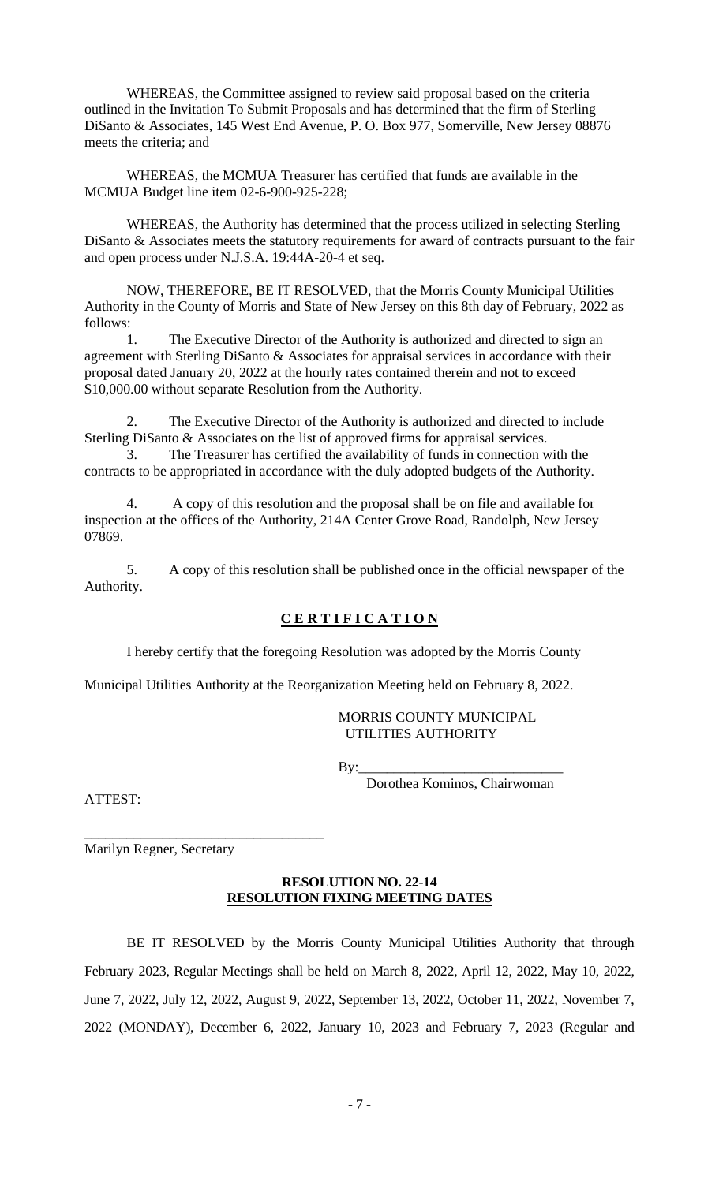WHEREAS, the Committee assigned to review said proposal based on the criteria outlined in the Invitation To Submit Proposals and has determined that the firm of Sterling DiSanto & Associates, 145 West End Avenue, P. O. Box 977, Somerville, New Jersey 08876 meets the criteria; and

WHEREAS, the MCMUA Treasurer has certified that funds are available in the MCMUA Budget line item 02-6-900-925-228;

WHEREAS, the Authority has determined that the process utilized in selecting Sterling DiSanto & Associates meets the statutory requirements for award of contracts pursuant to the fair and open process under N.J.S.A. 19:44A-20-4 et seq.

NOW, THEREFORE, BE IT RESOLVED, that the Morris County Municipal Utilities Authority in the County of Morris and State of New Jersey on this 8th day of February, 2022 as follows:

1. The Executive Director of the Authority is authorized and directed to sign an agreement with Sterling DiSanto & Associates for appraisal services in accordance with their proposal dated January 20, 2022 at the hourly rates contained therein and not to exceed $10,000.00 without separate Resolution from the Authority.

2. The Executive Director of the Authority is authorized and directed to include Sterling DiSanto & Associates on the list of approved firms for appraisal services.

3. The Treasurer has certified the availability of funds in connection with the contracts to be appropriated in accordance with the duly adopted budgets of the Authority.

4. A copy of this resolution and the proposal shall be on file and available for inspection at the offices of the Authority, 214A Center Grove Road, Randolph, New Jersey 07869.

5. A copy of this resolution shall be published once in the official newspaper of the Authority.

**C E R T I F I C A T I O N**

I hereby certify that the foregoing Resolution was adopted by the Morris County Municipal Utilities Authority at the Reorganization Meeting held on February 8, 2022.

MORRIS COUNTY MUNICIPAL UTILITIES AUTHORITY

By:_____________________________
Dorothea Kominos, Chairwoman

ATTEST:

_________________________________
Marilyn Regner, Secretary

**RESOLUTION NO. 22-14**
**RESOLUTION FIXING MEETING DATES**

BE IT RESOLVED by the Morris County Municipal Utilities Authority that through February 2023, Regular Meetings shall be held on March 8, 2022, April 12, 2022, May 10, 2022, June 7, 2022, July 12, 2022, August 9, 2022, September 13, 2022, October 11, 2022, November 7, 2022 (MONDAY), December 6, 2022, January 10, 2023 and February 7, 2023 (Regular and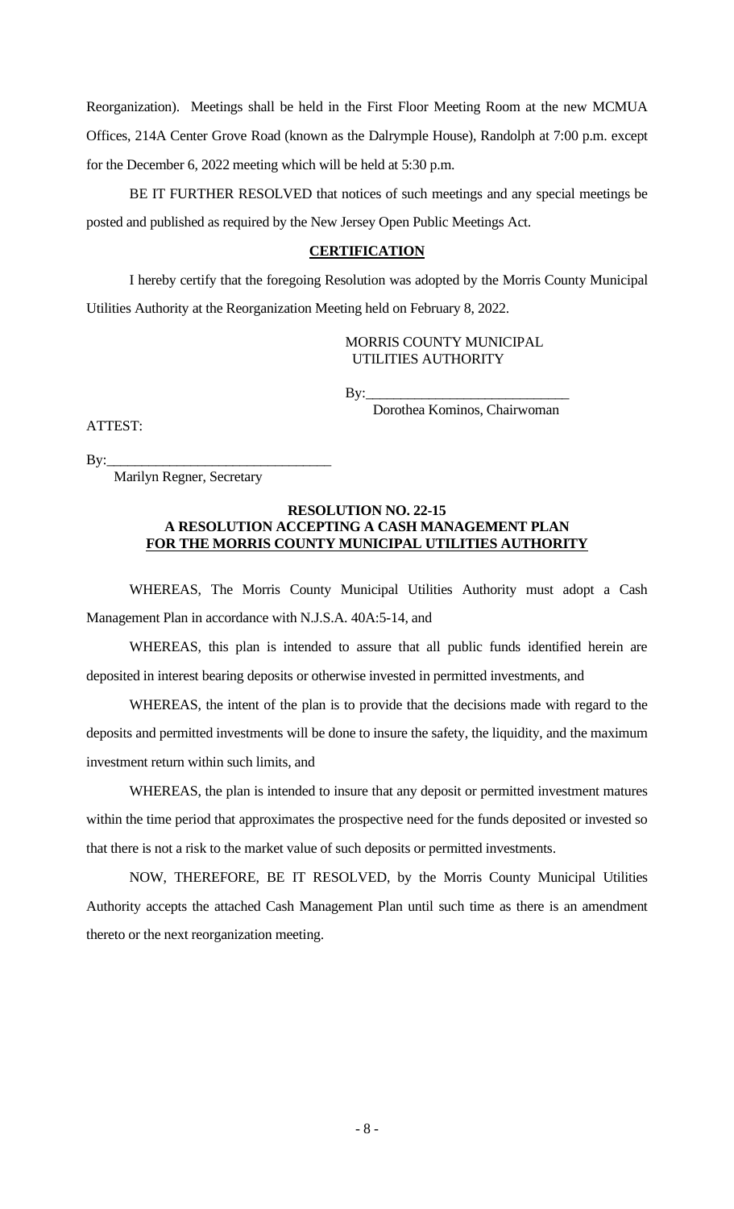Reorganization). Meetings shall be held in the First Floor Meeting Room at the new MCMUA Offices, 214A Center Grove Road (known as the Dalrymple House), Randolph at 7:00 p.m. except for the December 6, 2022 meeting which will be held at 5:30 p.m.

BE IT FURTHER RESOLVED that notices of such meetings and any special meetings be posted and published as required by the New Jersey Open Public Meetings Act.

**CERTIFICATION**

I hereby certify that the foregoing Resolution was adopted by the Morris County Municipal Utilities Authority at the Reorganization Meeting held on February 8, 2022.

MORRIS COUNTY MUNICIPAL
UTILITIES AUTHORITY

By:____________________________
Dorothea Kominos, Chairwoman

ATTEST:

By:______________________________
Marilyn Regner, Secretary

**RESOLUTION NO. 22-15**
**A RESOLUTION ACCEPTING A CASH MANAGEMENT PLAN**
**FOR THE MORRIS COUNTY MUNICIPAL UTILITIES AUTHORITY**

WHEREAS, The Morris County Municipal Utilities Authority must adopt a Cash Management Plan in accordance with N.J.S.A. 40A:5-14, and

WHEREAS, this plan is intended to assure that all public funds identified herein are deposited in interest bearing deposits or otherwise invested in permitted investments, and

WHEREAS, the intent of the plan is to provide that the decisions made with regard to the deposits and permitted investments will be done to insure the safety, the liquidity, and the maximum investment return within such limits, and

WHEREAS, the plan is intended to insure that any deposit or permitted investment matures within the time period that approximates the prospective need for the funds deposited or invested so that there is not a risk to the market value of such deposits or permitted investments.

NOW, THEREFORE, BE IT RESOLVED, by the Morris County Municipal Utilities Authority accepts the attached Cash Management Plan until such time as there is an amendment thereto or the next reorganization meeting.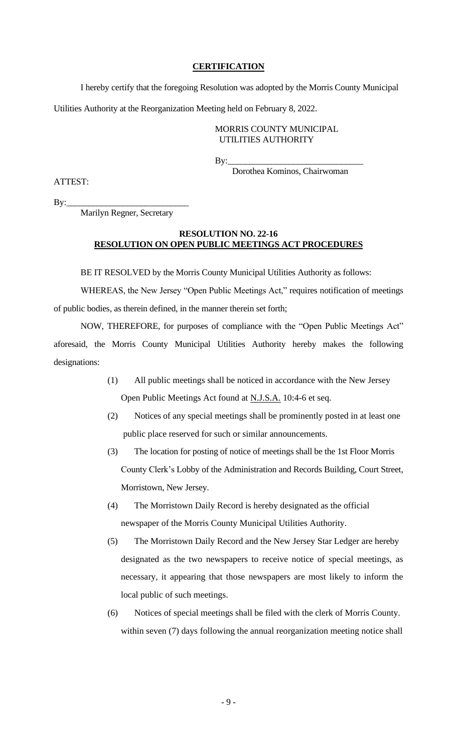**CERTIFICATION**

I hereby certify that the foregoing Resolution was adopted by the Morris County Municipal Utilities Authority at the Reorganization Meeting held on February 8, 2022.

MORRIS COUNTY MUNICIPAL
UTILITIES AUTHORITY

By:_______________________________
Dorothea Kominos, Chairwoman

ATTEST:

By:___________________________
Marilyn Regner, Secretary

**RESOLUTION NO. 22-16**
**RESOLUTION ON OPEN PUBLIC MEETINGS ACT PROCEDURES**

BE IT RESOLVED by the Morris County Municipal Utilities Authority as follows:

WHEREAS, the New Jersey "Open Public Meetings Act," requires notification of meetings of public bodies, as therein defined, in the manner therein set forth;

NOW, THEREFORE, for purposes of compliance with the "Open Public Meetings Act" aforesaid, the Morris County Municipal Utilities Authority hereby makes the following designations:

(1) All public meetings shall be noticed in accordance with the New Jersey Open Public Meetings Act found at N.J.S.A. 10:4-6 et seq.

(2) Notices of any special meetings shall be prominently posted in at least one public place reserved for such or similar announcements.

(3) The location for posting of notice of meetings shall be the 1st Floor Morris County Clerk's Lobby of the Administration and Records Building, Court Street, Morristown, New Jersey.

(4) The Morristown Daily Record is hereby designated as the official newspaper of the Morris County Municipal Utilities Authority.

(5) The Morristown Daily Record and the New Jersey Star Ledger are hereby designated as the two newspapers to receive notice of special meetings, as necessary, it appearing that those newspapers are most likely to inform the local public of such meetings.

(6) Notices of special meetings shall be filed with the clerk of Morris County. within seven (7) days following the annual reorganization meeting notice shall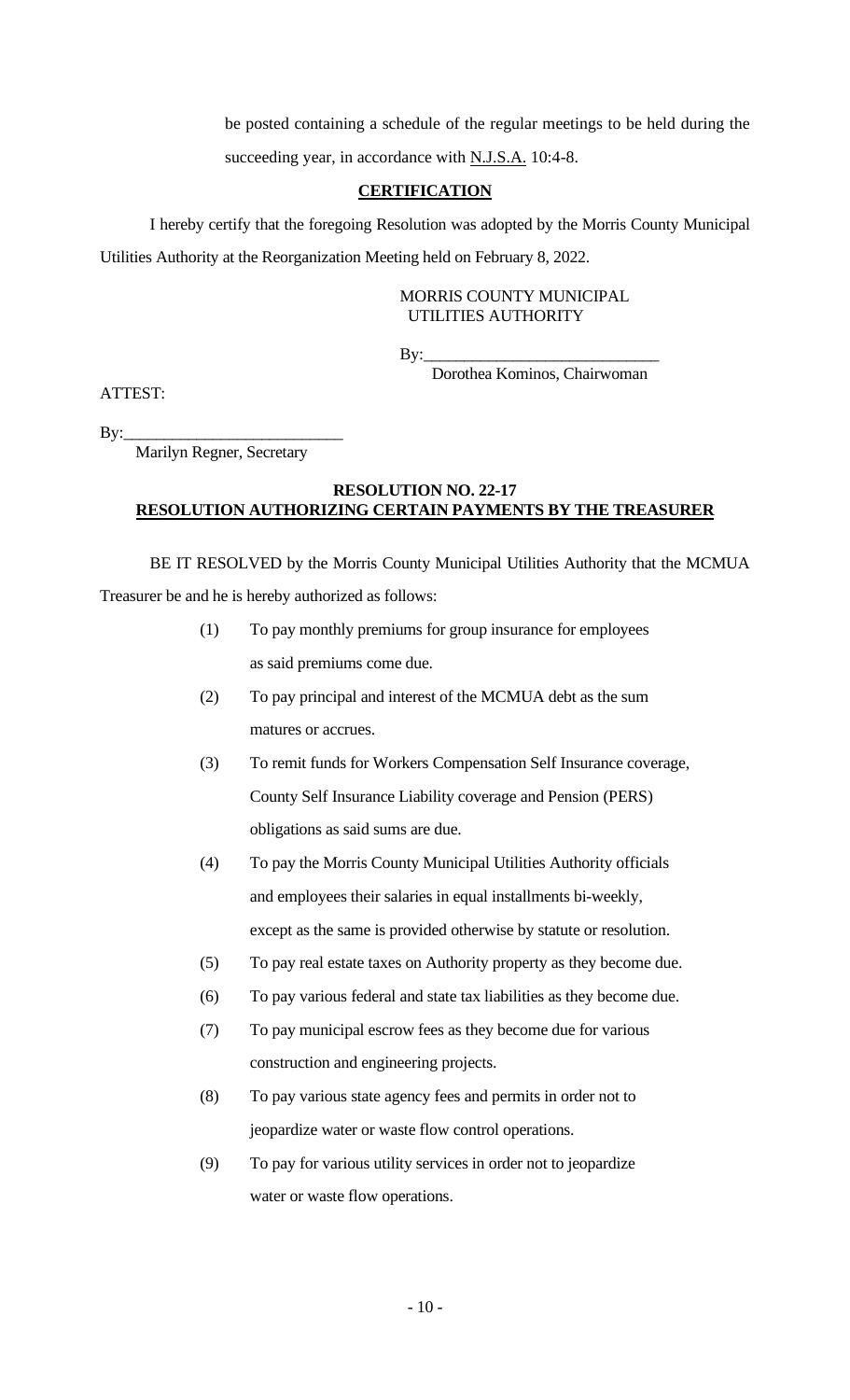be posted containing a schedule of the regular meetings to be held during the succeeding year, in accordance with N.J.S.A. 10:4-8.

**CERTIFICATION**

I hereby certify that the foregoing Resolution was adopted by the Morris County Municipal Utilities Authority at the Reorganization Meeting held on February 8, 2022.

MORRIS COUNTY MUNICIPAL UTILITIES AUTHORITY

By:____________________________
Dorothea Kominos, Chairwoman

ATTEST:

By:__________________________
Marilyn Regner, Secretary

**RESOLUTION NO. 22-17**
**RESOLUTION AUTHORIZING CERTAIN PAYMENTS BY THE TREASURER**

BE IT RESOLVED by the Morris County Municipal Utilities Authority that the MCMUA Treasurer be and he is hereby authorized as follows:

(1) To pay monthly premiums for group insurance for employees as said premiums come due.

(2) To pay principal and interest of the MCMUA debt as the sum matures or accrues.

(3) To remit funds for Workers Compensation Self Insurance coverage, County Self Insurance Liability coverage and Pension (PERS) obligations as said sums are due.

(4) To pay the Morris County Municipal Utilities Authority officials and employees their salaries in equal installments bi-weekly, except as the same is provided otherwise by statute or resolution.

(5) To pay real estate taxes on Authority property as they become due.

(6) To pay various federal and state tax liabilities as they become due.

(7) To pay municipal escrow fees as they become due for various construction and engineering projects.

(8) To pay various state agency fees and permits in order not to jeopardize water or waste flow control operations.

(9) To pay for various utility services in order not to jeopardize water or waste flow operations.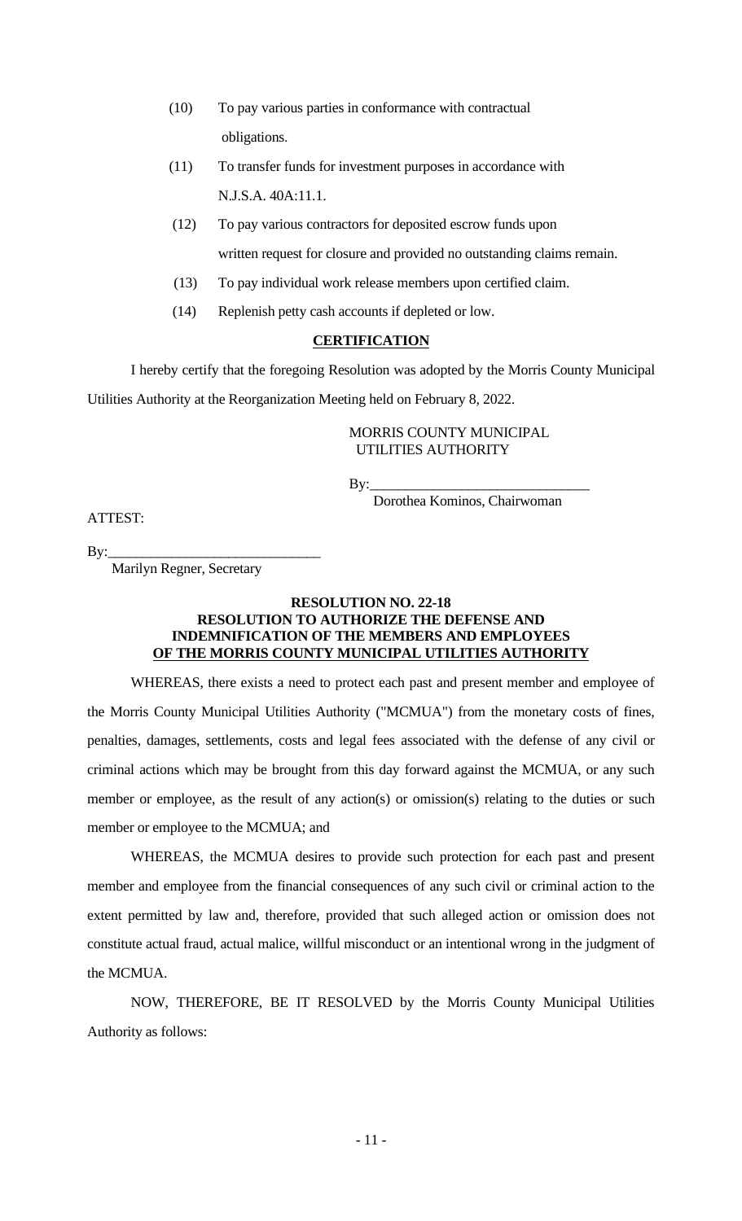(10) To pay various parties in conformance with contractual obligations.

(11) To transfer funds for investment purposes in accordance with N.J.S.A. 40A:11.1.

(12) To pay various contractors for deposited escrow funds upon written request for closure and provided no outstanding claims remain.

(13) To pay individual work release members upon certified claim.

(14) Replenish petty cash accounts if depleted or low.

**CERTIFICATION**

I hereby certify that the foregoing Resolution was adopted by the Morris County Municipal Utilities Authority at the Reorganization Meeting held on February 8, 2022.

MORRIS COUNTY MUNICIPAL UTILITIES AUTHORITY

By:______________________________
Dorothea Kominos, Chairwoman

ATTEST:

By:______________________________
Marilyn Regner, Secretary

**RESOLUTION NO. 22-18**
**RESOLUTION TO AUTHORIZE THE DEFENSE AND INDEMNIFICATION OF THE MEMBERS AND EMPLOYEES OF THE MORRIS COUNTY MUNICIPAL UTILITIES AUTHORITY**

WHEREAS, there exists a need to protect each past and present member and employee of the Morris County Municipal Utilities Authority ("MCMUA") from the monetary costs of fines, penalties, damages, settlements, costs and legal fees associated with the defense of any civil or criminal actions which may be brought from this day forward against the MCMUA, or any such member or employee, as the result of any action(s) or omission(s) relating to the duties or such member or employee to the MCMUA; and

WHEREAS, the MCMUA desires to provide such protection for each past and present member and employee from the financial consequences of any such civil or criminal action to the extent permitted by law and, therefore, provided that such alleged action or omission does not constitute actual fraud, actual malice, willful misconduct or an intentional wrong in the judgment of the MCMUA.

NOW, THEREFORE, BE IT RESOLVED by the Morris County Municipal Utilities Authority as follows: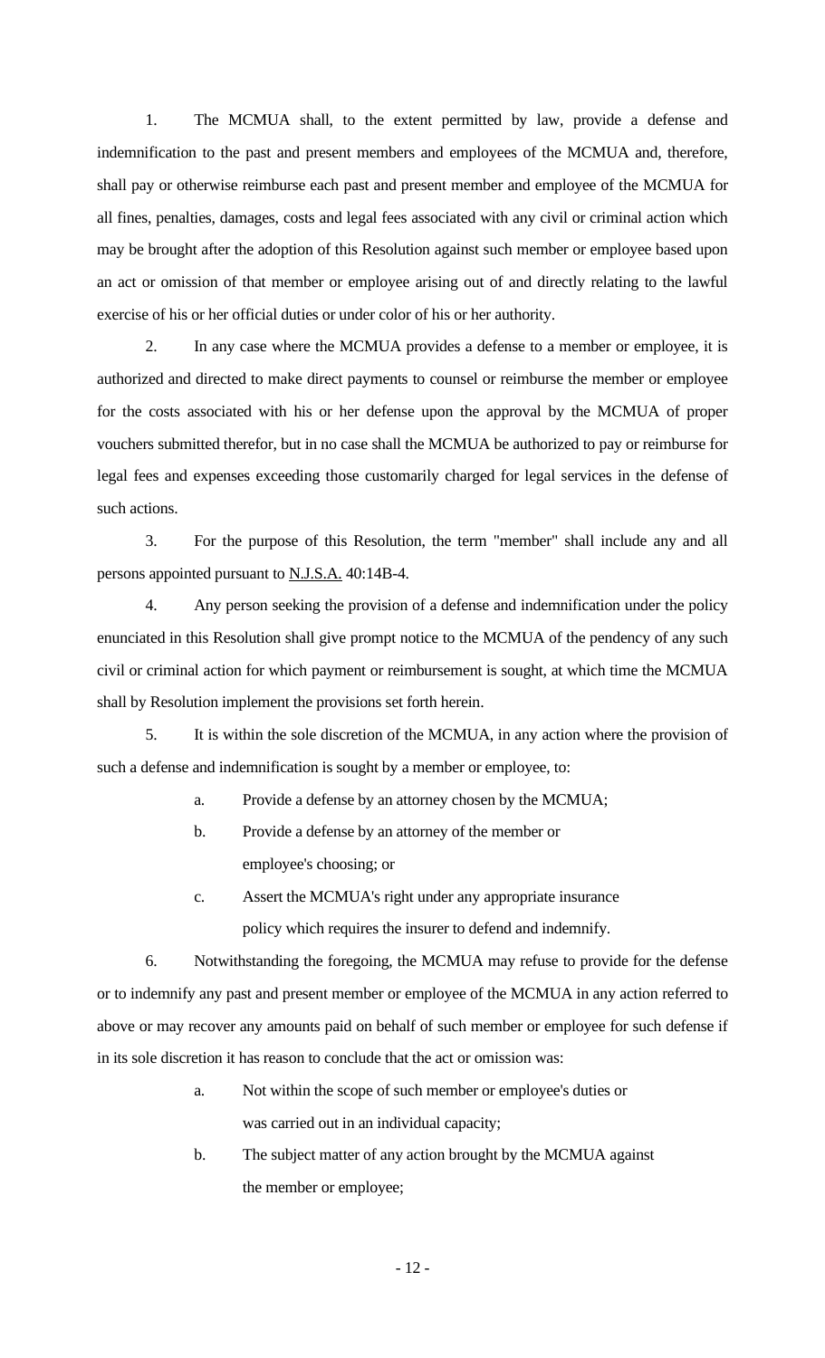1. The MCMUA shall, to the extent permitted by law, provide a defense and indemnification to the past and present members and employees of the MCMUA and, therefore, shall pay or otherwise reimburse each past and present member and employee of the MCMUA for all fines, penalties, damages, costs and legal fees associated with any civil or criminal action which may be brought after the adoption of this Resolution against such member or employee based upon an act or omission of that member or employee arising out of and directly relating to the lawful exercise of his or her official duties or under color of his or her authority.

2. In any case where the MCMUA provides a defense to a member or employee, it is authorized and directed to make direct payments to counsel or reimburse the member or employee for the costs associated with his or her defense upon the approval by the MCMUA of proper vouchers submitted therefor, but in no case shall the MCMUA be authorized to pay or reimburse for legal fees and expenses exceeding those customarily charged for legal services in the defense of such actions.

3. For the purpose of this Resolution, the term "member" shall include any and all persons appointed pursuant to N.J.S.A. 40:14B-4.

4. Any person seeking the provision of a defense and indemnification under the policy enunciated in this Resolution shall give prompt notice to the MCMUA of the pendency of any such civil or criminal action for which payment or reimbursement is sought, at which time the MCMUA shall by Resolution implement the provisions set forth herein.

5. It is within the sole discretion of the MCMUA, in any action where the provision of such a defense and indemnification is sought by a member or employee, to:

   a. Provide a defense by an attorney chosen by the MCMUA;

   b. Provide a defense by an attorney of the member or employee's choosing; or

   c. Assert the MCMUA's right under any appropriate insurance policy which requires the insurer to defend and indemnify.

6. Notwithstanding the foregoing, the MCMUA may refuse to provide for the defense or to indemnify any past and present member or employee of the MCMUA in any action referred to above or may recover any amounts paid on behalf of such member or employee for such defense if in its sole discretion it has reason to conclude that the act or omission was:

   a. Not within the scope of such member or employee's duties or was carried out in an individual capacity;

   b. The subject matter of any action brought by the MCMUA against the member or employee;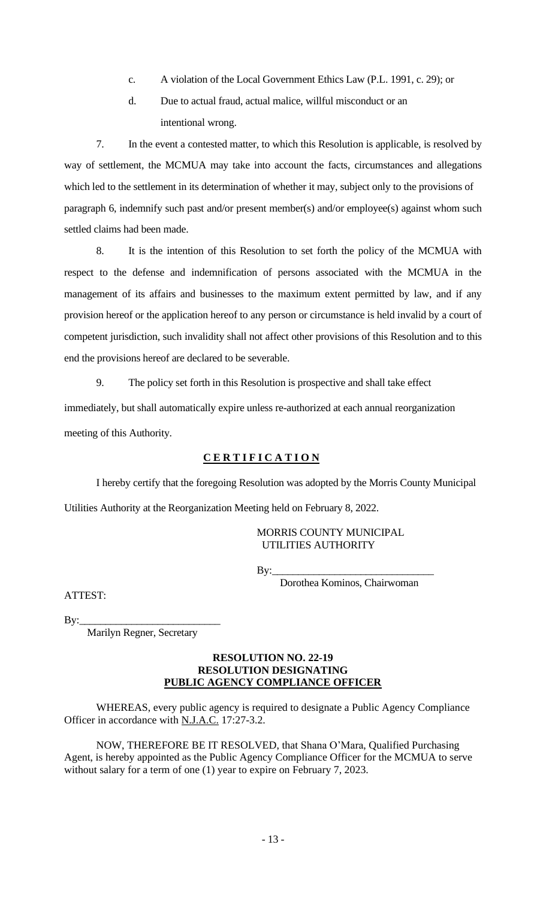c. A violation of the Local Government Ethics Law (P.L. 1991, c. 29); or

d. Due to actual fraud, actual malice, willful misconduct or an intentional wrong.

7. In the event a contested matter, to which this Resolution is applicable, is resolved by way of settlement, the MCMUA may take into account the facts, circumstances and allegations which led to the settlement in its determination of whether it may, subject only to the provisions of paragraph 6, indemnify such past and/or present member(s) and/or employee(s) against whom such settled claims had been made.

8. It is the intention of this Resolution to set forth the policy of the MCMUA with respect to the defense and indemnification of persons associated with the MCMUA in the management of its affairs and businesses to the maximum extent permitted by law, and if any provision hereof or the application hereof to any person or circumstance is held invalid by a court of competent jurisdiction, such invalidity shall not affect other provisions of this Resolution and to this end the provisions hereof are declared to be severable.

9. The policy set forth in this Resolution is prospective and shall take effect immediately, but shall automatically expire unless re-authorized at each annual reorganization meeting of this Authority.

**C E R T I F I C A T I O N**

I hereby certify that the foregoing Resolution was adopted by the Morris County Municipal Utilities Authority at the Reorganization Meeting held on February 8, 2022.

MORRIS COUNTY MUNICIPAL
UTILITIES AUTHORITY

By:_______________________________
Dorothea Kominos, Chairwoman

ATTEST:

By:___________________________
Marilyn Regner, Secretary

**RESOLUTION NO. 22-19**
**RESOLUTION DESIGNATING**
**PUBLIC AGENCY COMPLIANCE OFFICER**

WHEREAS, every public agency is required to designate a Public Agency Compliance Officer in accordance with N.J.A.C. 17:27-3.2.

NOW, THEREFORE BE IT RESOLVED, that Shana O'Mara, Qualified Purchasing Agent, is hereby appointed as the Public Agency Compliance Officer for the MCMUA to serve without salary for a term of one (1) year to expire on February 7, 2023.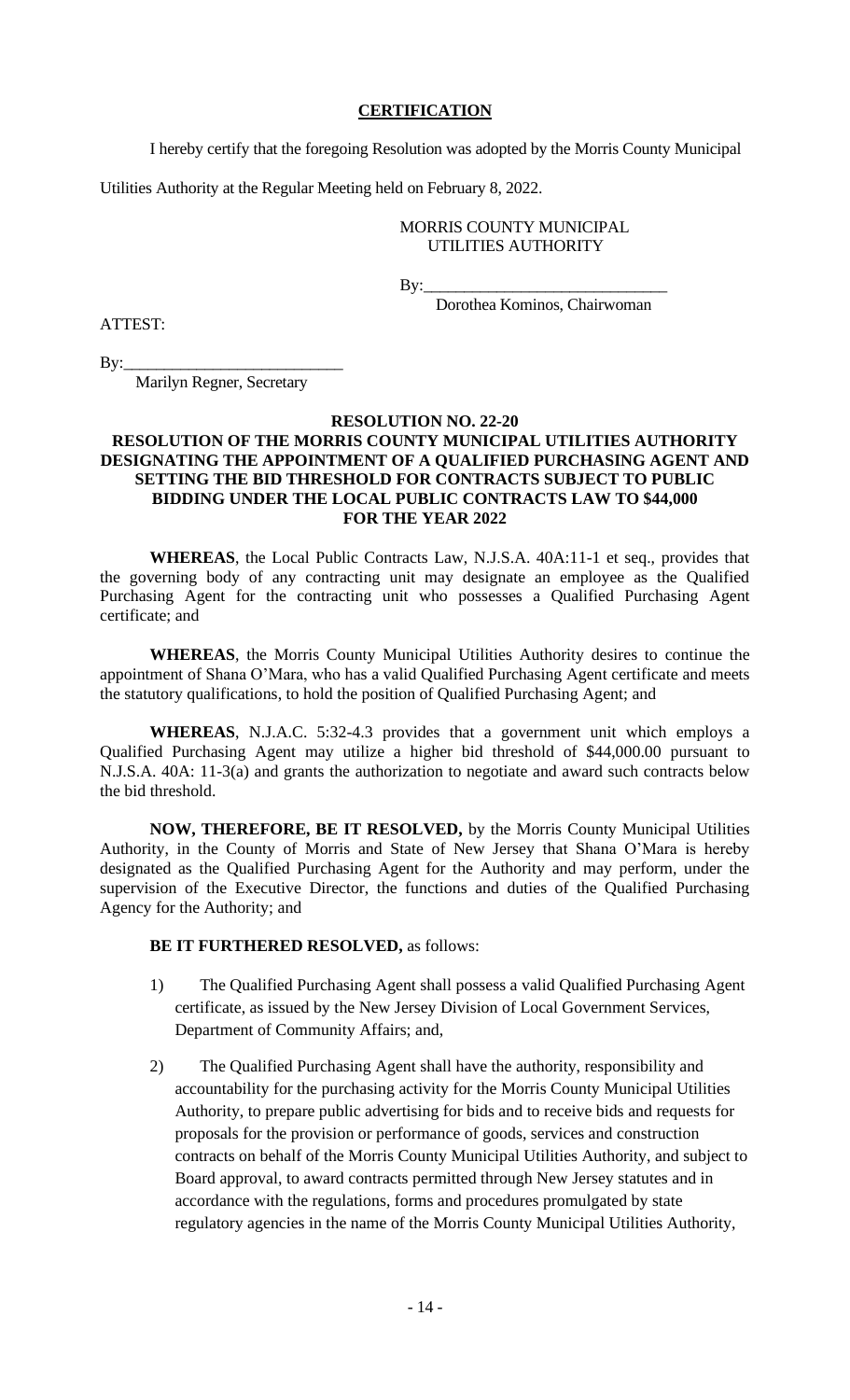**CERTIFICATION**

I hereby certify that the foregoing Resolution was adopted by the Morris County Municipal Utilities Authority at the Regular Meeting held on February 8, 2022.

MORRIS COUNTY MUNICIPAL UTILITIES AUTHORITY

By:_____________________________
Dorothea Kominos, Chairwoman

ATTEST:

By:___________________________
Marilyn Regner, Secretary

**RESOLUTION NO. 22-20**
**RESOLUTION OF THE MORRIS COUNTY MUNICIPAL UTILITIES AUTHORITY DESIGNATING THE APPOINTMENT OF A QUALIFIED PURCHASING AGENT AND SETTING THE BID THRESHOLD FOR CONTRACTS SUBJECT TO PUBLIC BIDDING UNDER THE LOCAL PUBLIC CONTRACTS LAW TO $44,000 FOR THE YEAR 2022**

**WHEREAS**, the Local Public Contracts Law, N.J.S.A. 40A:11-1 et seq., provides that the governing body of any contracting unit may designate an employee as the Qualified Purchasing Agent for the contracting unit who possesses a Qualified Purchasing Agent certificate; and

**WHEREAS**, the Morris County Municipal Utilities Authority desires to continue the appointment of Shana O'Mara, who has a valid Qualified Purchasing Agent certificate and meets the statutory qualifications, to hold the position of Qualified Purchasing Agent; and

**WHEREAS**, N.J.A.C. 5:32-4.3 provides that a government unit which employs a Qualified Purchasing Agent may utilize a higher bid threshold of $44,000.00 pursuant to N.J.S.A. 40A: 11-3(a) and grants the authorization to negotiate and award such contracts below the bid threshold.

**NOW, THEREFORE, BE IT RESOLVED,** by the Morris County Municipal Utilities Authority, in the County of Morris and State of New Jersey that Shana O'Mara is hereby designated as the Qualified Purchasing Agent for the Authority and may perform, under the supervision of the Executive Director, the functions and duties of the Qualified Purchasing Agency for the Authority; and

**BE IT FURTHERED RESOLVED,** as follows:

1) The Qualified Purchasing Agent shall possess a valid Qualified Purchasing Agent certificate, as issued by the New Jersey Division of Local Government Services, Department of Community Affairs; and,

2) The Qualified Purchasing Agent shall have the authority, responsibility and accountability for the purchasing activity for the Morris County Municipal Utilities Authority, to prepare public advertising for bids and to receive bids and requests for proposals for the provision or performance of goods, services and construction contracts on behalf of the Morris County Municipal Utilities Authority, and subject to Board approval, to award contracts permitted through New Jersey statutes and in accordance with the regulations, forms and procedures promulgated by state regulatory agencies in the name of the Morris County Municipal Utilities Authority,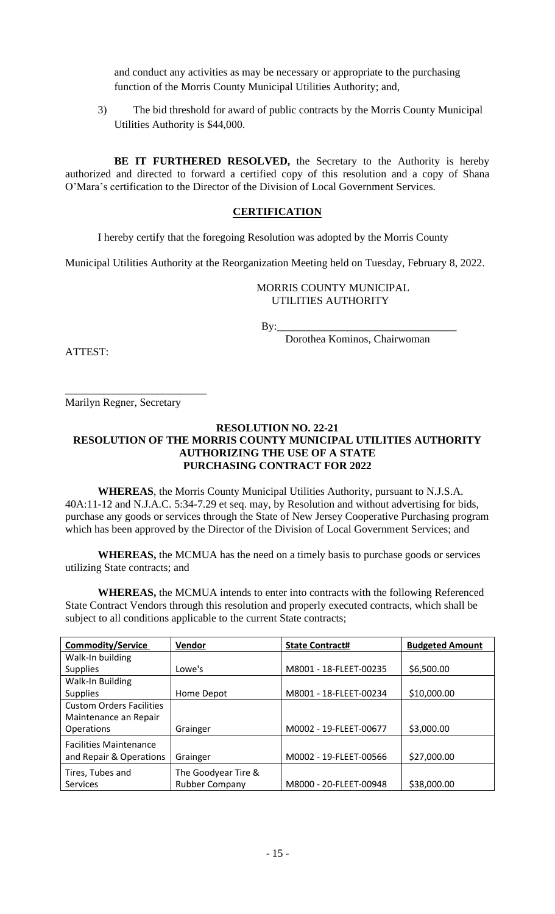and conduct any activities as may be necessary or appropriate to the purchasing function of the Morris County Municipal Utilities Authority; and,

3) The bid threshold for award of public contracts by the Morris County Municipal Utilities Authority is $44,000.

**BE IT FURTHERED RESOLVED,** the Secretary to the Authority is hereby authorized and directed to forward a certified copy of this resolution and a copy of Shana O'Mara's certification to the Director of the Division of Local Government Services.

**CERTIFICATION**

I hereby certify that the foregoing Resolution was adopted by the Morris County Municipal Utilities Authority at the Reorganization Meeting held on Tuesday, February 8, 2022.

MORRIS COUNTY MUNICIPAL UTILITIES AUTHORITY

By:_________________________________
Dorothea Kominos, Chairwoman

ATTEST:

_________________________
Marilyn Regner, Secretary

**RESOLUTION NO. 22-21**
**RESOLUTION OF THE MORRIS COUNTY MUNICIPAL UTILITIES AUTHORITY AUTHORIZING THE USE OF A STATE PURCHASING CONTRACT FOR 2022**

**WHEREAS**, the Morris County Municipal Utilities Authority, pursuant to N.J.S.A. 40A:11-12 and N.J.A.C. 5:34-7.29 et seq. may, by Resolution and without advertising for bids, purchase any goods or services through the State of New Jersey Cooperative Purchasing program which has been approved by the Director of the Division of Local Government Services; and

**WHEREAS,** the MCMUA has the need on a timely basis to purchase goods or services utilizing State contracts; and

**WHEREAS,** the MCMUA intends to enter into contracts with the following Referenced State Contract Vendors through this resolution and properly executed contracts, which shall be subject to all conditions applicable to the current State contracts;

| Commodity/Service | Vendor | State Contract# | Budgeted Amount |
|---|---|---|---|
| Walk-In building Supplies | Lowe's | M8001 - 18-FLEET-00235 | $6,500.00 |
| Walk-In Building Supplies | Home Depot | M8001 - 18-FLEET-00234 | $10,000.00 |
| Custom Orders Facilities Maintenance an Repair Operations | Grainger | M0002 - 19-FLEET-00677 | $3,000.00 |
| Facilities Maintenance and Repair & Operations | Grainger | M0002 - 19-FLEET-00566 | $27,000.00 |
| Tires, Tubes and Services | The Goodyear Tire & Rubber Company | M8000 - 20-FLEET-00948 | $38,000.00 |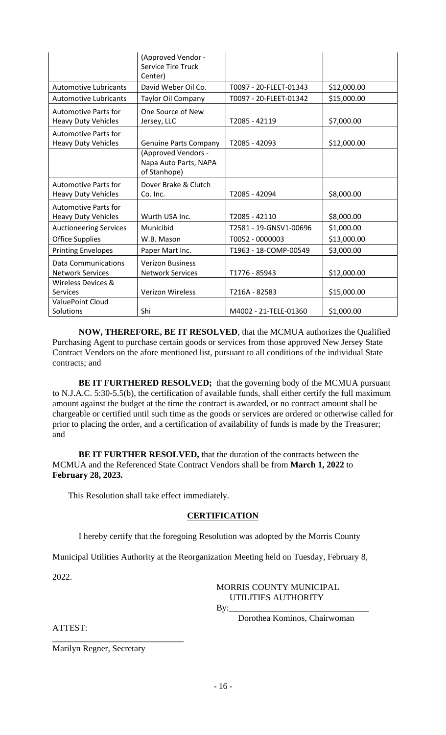| | | | |
|---|---|---|---|
| | (Approved Vendor - Service Tire Truck Center) | | |
| Automotive Lubricants | David Weber Oil Co. | T0097 - 20-FLEET-01343 | $12,000.00 |
| Automotive Lubricants | Taylor Oil Company | T0097 - 20-FLEET-01342 | $15,000.00 |
| Automotive Parts for Heavy Duty Vehicles | One Source of New Jersey, LLC | T2085 - 42119 | $7,000.00 |
| Automotive Parts for Heavy Duty Vehicles | Genuine Parts Company | T2085 - 42093 | $12,000.00 |
| | (Approved Vendors - Napa Auto Parts, NAPA of Stanhope) | | |
| Automotive Parts for Heavy Duty Vehicles | Dover Brake & Clutch Co. Inc. | T2085 - 42094 | $8,000.00 |
| Automotive Parts for Heavy Duty Vehicles | Wurth USA Inc. | T2085 - 42110 | $8,000.00 |
| Auctioneering Services | Municibid | T2581 - 19-GNSV1-00696 | $1,000.00 |
| Office Supplies | W.B. Mason | T0052 - 0000003 | $13,000.00 |
| Printing Envelopes | Paper Mart Inc. | T1963 - 18-COMP-00549 | $3,000.00 |
| Data Communications Network Services | Verizon Business Network Services | T1776 - 85943 | $12,000.00 |
| Wireless Devices & Services | Verizon Wireless | T216A - 82583 | $15,000.00 |
| ValuePoint Cloud Solutions | Shi | M4002 - 21-TELE-01360 | $1,000.00 |

**NOW, THEREFORE, BE IT RESOLVED**, that the MCMUA authorizes the Qualified Purchasing Agent to purchase certain goods or services from those approved New Jersey State Contract Vendors on the afore mentioned list, pursuant to all conditions of the individual State contracts; and

**BE IT FURTHERED RESOLVED;** that the governing body of the MCMUA pursuant to N.J.A.C. 5:30-5.5(b), the certification of available funds, shall either certify the full maximum amount against the budget at the time the contract is awarded, or no contract amount shall be chargeable or certified until such time as the goods or services are ordered or otherwise called for prior to placing the order, and a certification of availability of funds is made by the Treasurer; and

**BE IT FURTHER RESOLVED,** that the duration of the contracts between the MCMUA and the Referenced State Contract Vendors shall be from **March 1, 2022** to **February 28, 2023.**

This Resolution shall take effect immediately.

**CERTIFICATION**

I hereby certify that the foregoing Resolution was adopted by the Morris County Municipal Utilities Authority at the Reorganization Meeting held on Tuesday, February 8, 2022.

MORRIS COUNTY MUNICIPAL UTILITIES AUTHORITY

By:\_\_\_\_\_\_\_\_\_\_\_\_\_\_\_\_\_\_\_\_\_\_\_\_\_\_\_\_\_\_\_\_

Dorothea Kominos, Chairwoman

ATTEST:

\_\_\_\_\_\_\_\_\_\_\_\_\_\_\_\_\_\_\_\_\_\_\_\_\_\_\_\_\_\_

Marilyn Regner, Secretary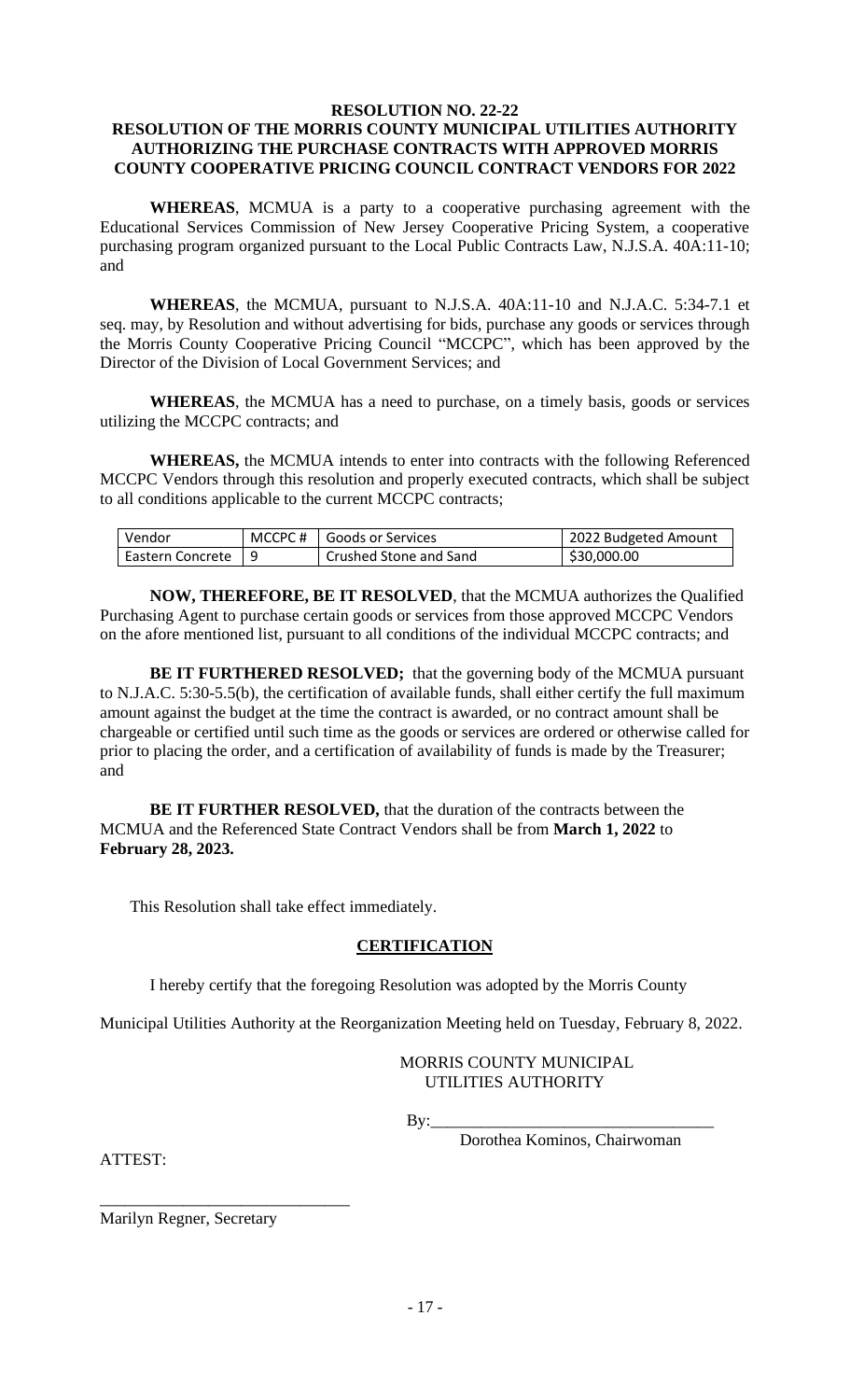**RESOLUTION NO. 22-22**

**RESOLUTION OF THE MORRIS COUNTY MUNICIPAL UTILITIES AUTHORITY AUTHORIZING THE PURCHASE CONTRACTS WITH APPROVED MORRIS COUNTY COOPERATIVE PRICING COUNCIL CONTRACT VENDORS FOR 2022**

**WHEREAS**, MCMUA is a party to a cooperative purchasing agreement with the Educational Services Commission of New Jersey Cooperative Pricing System, a cooperative purchasing program organized pursuant to the Local Public Contracts Law, N.J.S.A. 40A:11-10; and

**WHEREAS**, the MCMUA, pursuant to N.J.S.A. 40A:11-10 and N.J.A.C. 5:34-7.1 et seq. may, by Resolution and without advertising for bids, purchase any goods or services through the Morris County Cooperative Pricing Council "MCCPC", which has been approved by the Director of the Division of Local Government Services; and

**WHEREAS**, the MCMUA has a need to purchase, on a timely basis, goods or services utilizing the MCCPC contracts; and

**WHEREAS,** the MCMUA intends to enter into contracts with the following Referenced MCCPC Vendors through this resolution and properly executed contracts, which shall be subject to all conditions applicable to the current MCCPC contracts;

| Vendor | MCCPC # | Goods or Services | 2022 Budgeted Amount |
|---|---|---|---|
| Eastern Concrete | 9 | Crushed Stone and Sand | $30,000.00 |

**NOW, THEREFORE, BE IT RESOLVED**, that the MCMUA authorizes the Qualified Purchasing Agent to purchase certain goods or services from those approved MCCPC Vendors on the afore mentioned list, pursuant to all conditions of the individual MCCPC contracts; and

**BE IT FURTHERED RESOLVED;** that the governing body of the MCMUA pursuant to N.J.A.C. 5:30-5.5(b), the certification of available funds, shall either certify the full maximum amount against the budget at the time the contract is awarded, or no contract amount shall be chargeable or certified until such time as the goods or services are ordered or otherwise called for prior to placing the order, and a certification of availability of funds is made by the Treasurer; and

**BE IT FURTHER RESOLVED,** that the duration of the contracts between the MCMUA and the Referenced State Contract Vendors shall be from **March 1, 2022** to **February 28, 2023.**

This Resolution shall take effect immediately.

**CERTIFICATION**

I hereby certify that the foregoing Resolution was adopted by the Morris County Municipal Utilities Authority at the Reorganization Meeting held on Tuesday, February 8, 2022.

MORRIS COUNTY MUNICIPAL UTILITIES AUTHORITY

By:\_\_\_\_\_\_\_\_\_\_\_\_\_\_\_\_\_\_\_\_\_\_\_\_\_\_\_\_\_\_\_\_\_

Dorothea Kominos, Chairwoman

ATTEST:

\_\_\_\_\_\_\_\_\_\_\_\_\_\_\_\_\_\_\_\_\_\_\_\_\_\_\_\_\_\_

Marilyn Regner, Secretary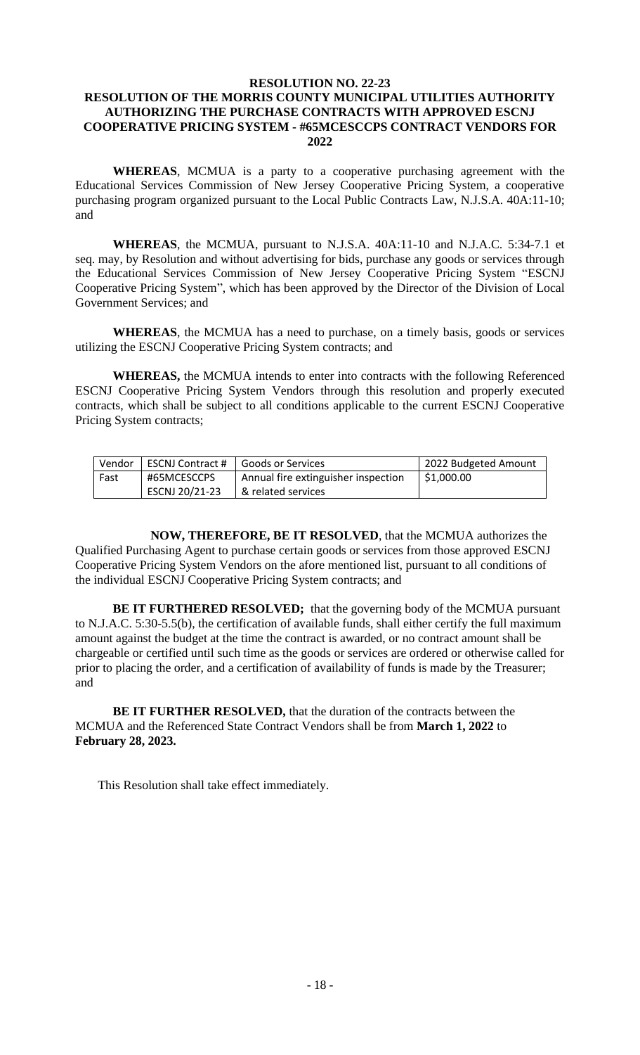**RESOLUTION NO. 22-23**

**RESOLUTION OF THE MORRIS COUNTY MUNICIPAL UTILITIES AUTHORITY AUTHORIZING THE PURCHASE CONTRACTS WITH APPROVED ESCNJ COOPERATIVE PRICING SYSTEM - #65MCESCCPS CONTRACT VENDORS FOR 2022**

**WHEREAS**, MCMUA is a party to a cooperative purchasing agreement with the Educational Services Commission of New Jersey Cooperative Pricing System, a cooperative purchasing program organized pursuant to the Local Public Contracts Law, N.J.S.A. 40A:11-10; and

**WHEREAS**, the MCMUA, pursuant to N.J.S.A. 40A:11-10 and N.J.A.C. 5:34-7.1 et seq. may, by Resolution and without advertising for bids, purchase any goods or services through the Educational Services Commission of New Jersey Cooperative Pricing System "ESCNJ Cooperative Pricing System", which has been approved by the Director of the Division of Local Government Services; and

**WHEREAS**, the MCMUA has a need to purchase, on a timely basis, goods or services utilizing the ESCNJ Cooperative Pricing System contracts; and

**WHEREAS,** the MCMUA intends to enter into contracts with the following Referenced ESCNJ Cooperative Pricing System Vendors through this resolution and properly executed contracts, which shall be subject to all conditions applicable to the current ESCNJ Cooperative Pricing System contracts;

| Vendor | ESCNJ Contract # | Goods or Services | 2022 Budgeted Amount |
|---|---|---|---|
| Fast | #65MCESCCPS ESCNJ 20/21-23 | Annual fire extinguisher inspection & related services | $1,000.00 |

**NOW, THEREFORE, BE IT RESOLVED**, that the MCMUA authorizes the Qualified Purchasing Agent to purchase certain goods or services from those approved ESCNJ Cooperative Pricing System Vendors on the afore mentioned list, pursuant to all conditions of the individual ESCNJ Cooperative Pricing System contracts; and

**BE IT FURTHERED RESOLVED;** that the governing body of the MCMUA pursuant to N.J.A.C. 5:30-5.5(b), the certification of available funds, shall either certify the full maximum amount against the budget at the time the contract is awarded, or no contract amount shall be chargeable or certified until such time as the goods or services are ordered or otherwise called for prior to placing the order, and a certification of availability of funds is made by the Treasurer; and

**BE IT FURTHER RESOLVED,** that the duration of the contracts between the MCMUA and the Referenced State Contract Vendors shall be from **March 1, 2022** to **February 28, 2023.**

This Resolution shall take effect immediately.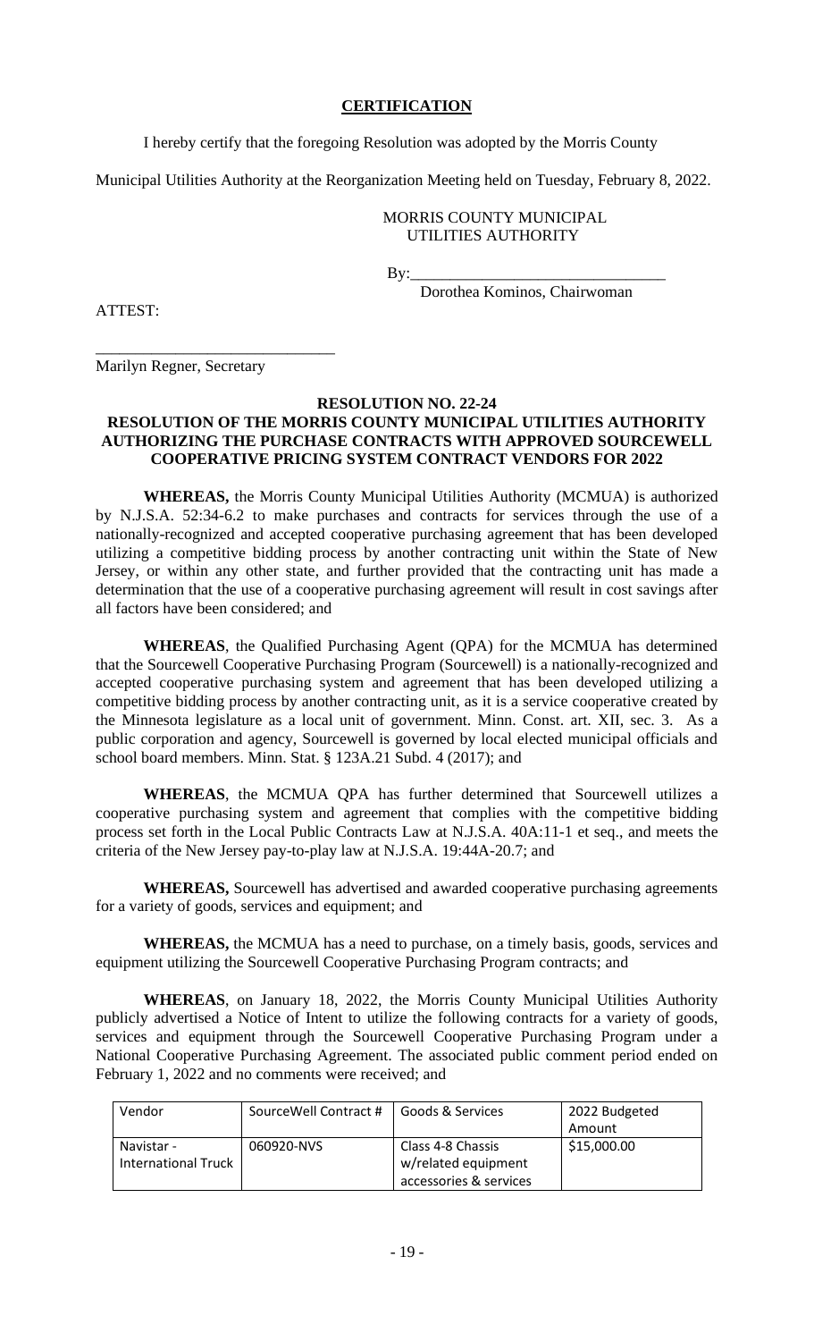**CERTIFICATION**

I hereby certify that the foregoing Resolution was adopted by the Morris County Municipal Utilities Authority at the Reorganization Meeting held on Tuesday, February 8, 2022.

MORRIS COUNTY MUNICIPAL UTILITIES AUTHORITY

By:_______________________________
Dorothea Kominos, Chairwoman

ATTEST:

_____________________________
Marilyn Regner, Secretary

**RESOLUTION NO. 22-24**
**RESOLUTION OF THE MORRIS COUNTY MUNICIPAL UTILITIES AUTHORITY AUTHORIZING THE PURCHASE CONTRACTS WITH APPROVED SOURCEWELL COOPERATIVE PRICING SYSTEM CONTRACT VENDORS FOR 2022**

**WHEREAS,** the Morris County Municipal Utilities Authority (MCMUA) is authorized by N.J.S.A. 52:34-6.2 to make purchases and contracts for services through the use of a nationally-recognized and accepted cooperative purchasing agreement that has been developed utilizing a competitive bidding process by another contracting unit within the State of New Jersey, or within any other state, and further provided that the contracting unit has made a determination that the use of a cooperative purchasing agreement will result in cost savings after all factors have been considered; and

**WHEREAS**, the Qualified Purchasing Agent (QPA) for the MCMUA has determined that the Sourcewell Cooperative Purchasing Program (Sourcewell) is a nationally-recognized and accepted cooperative purchasing system and agreement that has been developed utilizing a competitive bidding process by another contracting unit, as it is a service cooperative created by the Minnesota legislature as a local unit of government. Minn. Const. art. XII, sec. 3. As a public corporation and agency, Sourcewell is governed by local elected municipal officials and school board members. Minn. Stat. § 123A.21 Subd. 4 (2017); and

**WHEREAS**, the MCMUA QPA has further determined that Sourcewell utilizes a cooperative purchasing system and agreement that complies with the competitive bidding process set forth in the Local Public Contracts Law at N.J.S.A. 40A:11-1 et seq., and meets the criteria of the New Jersey pay-to-play law at N.J.S.A. 19:44A-20.7; and

**WHEREAS,** Sourcewell has advertised and awarded cooperative purchasing agreements for a variety of goods, services and equipment; and

**WHEREAS,** the MCMUA has a need to purchase, on a timely basis, goods, services and equipment utilizing the Sourcewell Cooperative Purchasing Program contracts; and

**WHEREAS**, on January 18, 2022, the Morris County Municipal Utilities Authority publicly advertised a Notice of Intent to utilize the following contracts for a variety of goods, services and equipment through the Sourcewell Cooperative Purchasing Program under a National Cooperative Purchasing Agreement. The associated public comment period ended on February 1, 2022 and no comments were received; and

| Vendor | SourceWell Contract # | Goods & Services | 2022 Budgeted Amount |
|---|---|---|---|
| Navistar - International Truck | 060920-NVS | Class 4-8 Chassis w/related equipment accessories & services | $15,000.00 |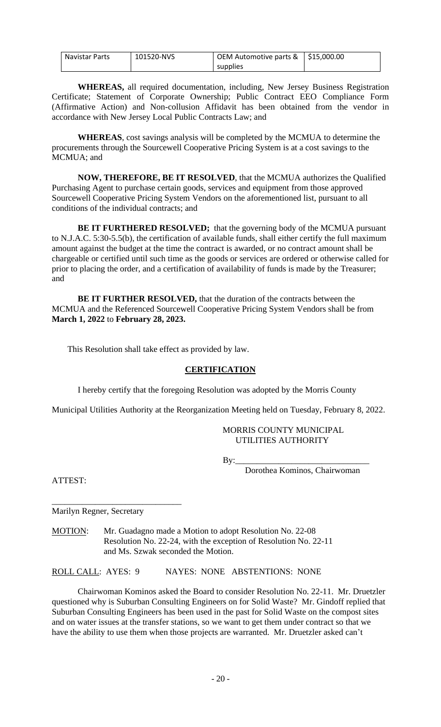| Navistar Parts | 101520-NVS | OEM Automotive parts & supplies | $15,000.00 |
|---|---|---|---|

**WHEREAS,** all required documentation, including, New Jersey Business Registration Certificate; Statement of Corporate Ownership; Public Contract EEO Compliance Form (Affirmative Action) and Non-collusion Affidavit has been obtained from the vendor in accordance with New Jersey Local Public Contracts Law; and

**WHEREAS**, cost savings analysis will be completed by the MCMUA to determine the procurements through the Sourcewell Cooperative Pricing System is at a cost savings to the MCMUA; and

**NOW, THEREFORE, BE IT RESOLVED**, that the MCMUA authorizes the Qualified Purchasing Agent to purchase certain goods, services and equipment from those approved Sourcewell Cooperative Pricing System Vendors on the aforementioned list, pursuant to all conditions of the individual contracts; and

**BE IT FURTHERED RESOLVED;** that the governing body of the MCMUA pursuant to N.J.A.C. 5:30-5.5(b), the certification of available funds, shall either certify the full maximum amount against the budget at the time the contract is awarded, or no contract amount shall be chargeable or certified until such time as the goods or services are ordered or otherwise called for prior to placing the order, and a certification of availability of funds is made by the Treasurer; and

**BE IT FURTHER RESOLVED,** that the duration of the contracts between the MCMUA and the Referenced Sourcewell Cooperative Pricing System Vendors shall be from **March 1, 2022** to **February 28, 2023.**

This Resolution shall take effect as provided by law.

## CERTIFICATION

I hereby certify that the foregoing Resolution was adopted by the Morris County Municipal Utilities Authority at the Reorganization Meeting held on Tuesday, February 8, 2022.

MORRIS COUNTY MUNICIPAL UTILITIES AUTHORITY

By:______________________________
Dorothea Kominos, Chairwoman

ATTEST:

______________________________
Marilyn Regner, Secretary

MOTION: Mr. Guadagno made a Motion to adopt Resolution No. 22-08 Resolution No. 22-24, with the exception of Resolution No. 22-11 and Ms. Szwak seconded the Motion.

ROLL CALL: AYES: 9 NAYES: NONE ABSTENTIONS: NONE

Chairwoman Kominos asked the Board to consider Resolution No. 22-11. Mr. Druetzler questioned why is Suburban Consulting Engineers on for Solid Waste? Mr. Gindoff replied that Suburban Consulting Engineers has been used in the past for Solid Waste on the compost sites and on water issues at the transfer stations, so we want to get them under contract so that we have the ability to use them when those projects are warranted. Mr. Druetzler asked can't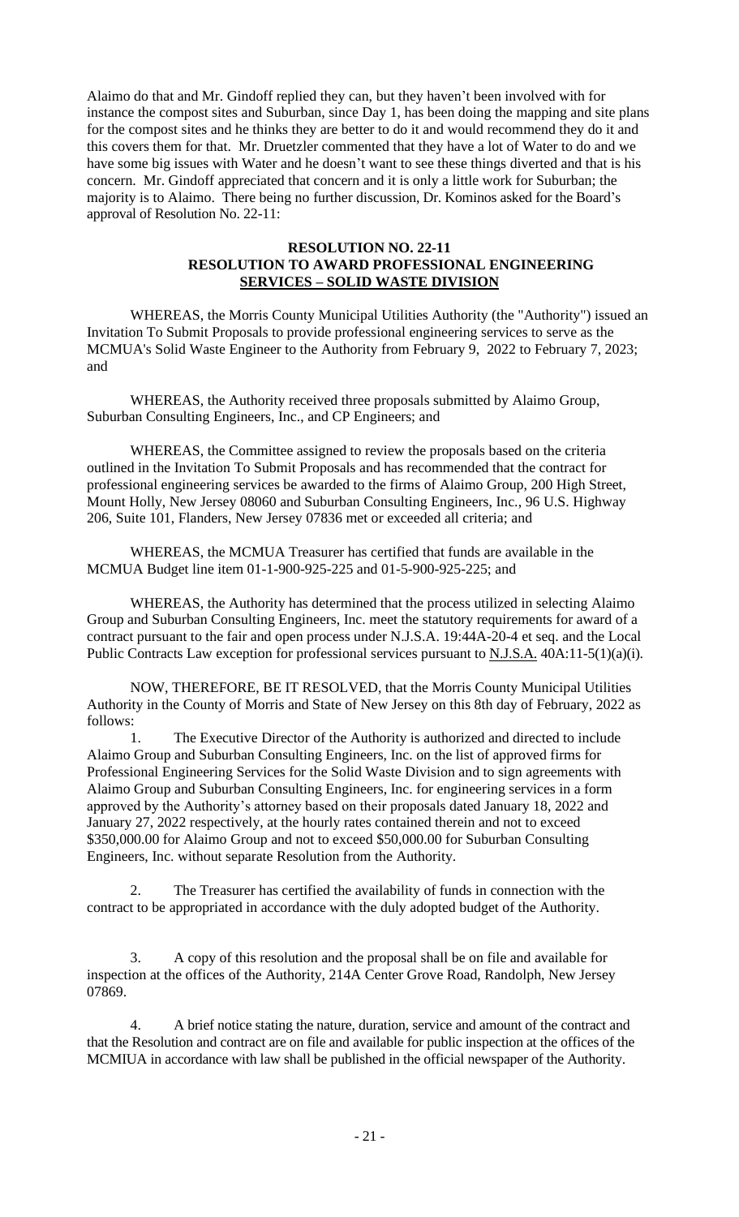Alaimo do that and Mr. Gindoff replied they can, but they haven't been involved with for instance the compost sites and Suburban, since Day 1, has been doing the mapping and site plans for the compost sites and he thinks they are better to do it and would recommend they do it and this covers them for that. Mr. Druetzler commented that they have a lot of Water to do and we have some big issues with Water and he doesn't want to see these things diverted and that is his concern. Mr. Gindoff appreciated that concern and it is only a little work for Suburban; the majority is to Alaimo. There being no further discussion, Dr. Kominos asked for the Board's approval of Resolution No. 22-11:

**RESOLUTION NO. 22-11**
**RESOLUTION TO AWARD PROFESSIONAL ENGINEERING SERVICES – SOLID WASTE DIVISION**

WHEREAS, the Morris County Municipal Utilities Authority (the "Authority") issued an Invitation To Submit Proposals to provide professional engineering services to serve as the MCMUA's Solid Waste Engineer to the Authority from February 9, 2022 to February 7, 2023; and

WHEREAS, the Authority received three proposals submitted by Alaimo Group, Suburban Consulting Engineers, Inc., and CP Engineers; and

WHEREAS, the Committee assigned to review the proposals based on the criteria outlined in the Invitation To Submit Proposals and has recommended that the contract for professional engineering services be awarded to the firms of Alaimo Group, 200 High Street, Mount Holly, New Jersey 08060 and Suburban Consulting Engineers, Inc., 96 U.S. Highway 206, Suite 101, Flanders, New Jersey 07836 met or exceeded all criteria; and

WHEREAS, the MCMUA Treasurer has certified that funds are available in the MCMUA Budget line item 01-1-900-925-225 and 01-5-900-925-225; and

WHEREAS, the Authority has determined that the process utilized in selecting Alaimo Group and Suburban Consulting Engineers, Inc. meet the statutory requirements for award of a contract pursuant to the fair and open process under N.J.S.A. 19:44A-20-4 et seq. and the Local Public Contracts Law exception for professional services pursuant to N.J.S.A. 40A:11-5(1)(a)(i).

NOW, THEREFORE, BE IT RESOLVED, that the Morris County Municipal Utilities Authority in the County of Morris and State of New Jersey on this 8th day of February, 2022 as follows:

1. The Executive Director of the Authority is authorized and directed to include Alaimo Group and Suburban Consulting Engineers, Inc. on the list of approved firms for Professional Engineering Services for the Solid Waste Division and to sign agreements with Alaimo Group and Suburban Consulting Engineers, Inc. for engineering services in a form approved by the Authority's attorney based on their proposals dated January 18, 2022 and January 27, 2022 respectively, at the hourly rates contained therein and not to exceed \$350,000.00 for Alaimo Group and not to exceed \$50,000.00 for Suburban Consulting Engineers, Inc. without separate Resolution from the Authority.

2. The Treasurer has certified the availability of funds in connection with the contract to be appropriated in accordance with the duly adopted budget of the Authority.

3. A copy of this resolution and the proposal shall be on file and available for inspection at the offices of the Authority, 214A Center Grove Road, Randolph, New Jersey 07869.

4. A brief notice stating the nature, duration, service and amount of the contract and that the Resolution and contract are on file and available for public inspection at the offices of the MCMIUA in accordance with law shall be published in the official newspaper of the Authority.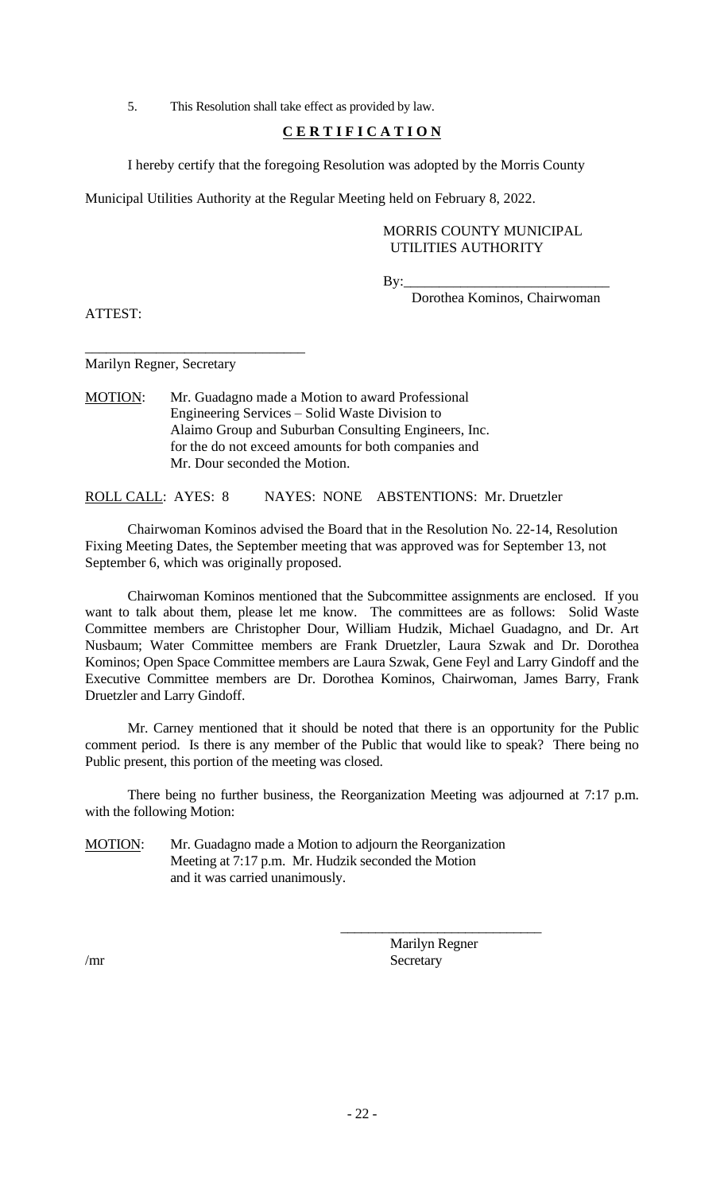5. This Resolution shall take effect as provided by law.

## **C E R T I F I C A T I O N**

I hereby certify that the foregoing Resolution was adopted by the Morris County Municipal Utilities Authority at the Regular Meeting held on February 8, 2022.

MORRIS COUNTY MUNICIPAL UTILITIES AUTHORITY

By:_____________________________
Dorothea Kominos, Chairwoman

ATTEST:

_______________________________
Marilyn Regner, Secretary

MOTION: Mr. Guadagno made a Motion to award Professional Engineering Services – Solid Waste Division to Alaimo Group and Suburban Consulting Engineers, Inc. for the do not exceed amounts for both companies and Mr. Dour seconded the Motion.

ROLL CALL: AYES: 8 NAYES: NONE ABSTENTIONS: Mr. Druetzler

Chairwoman Kominos advised the Board that in the Resolution No. 22-14, Resolution Fixing Meeting Dates, the September meeting that was approved was for September 13, not September 6, which was originally proposed.

Chairwoman Kominos mentioned that the Subcommittee assignments are enclosed. If you want to talk about them, please let me know. The committees are as follows: Solid Waste Committee members are Christopher Dour, William Hudzik, Michael Guadagno, and Dr. Art Nusbaum; Water Committee members are Frank Druetzler, Laura Szwak and Dr. Dorothea Kominos; Open Space Committee members are Laura Szwak, Gene Feyl and Larry Gindoff and the Executive Committee members are Dr. Dorothea Kominos, Chairwoman, James Barry, Frank Druetzler and Larry Gindoff.

Mr. Carney mentioned that it should be noted that there is an opportunity for the Public comment period. Is there is any member of the Public that would like to speak? There being no Public present, this portion of the meeting was closed.

There being no further business, the Reorganization Meeting was adjourned at 7:17 p.m. with the following Motion:

MOTION: Mr. Guadagno made a Motion to adjourn the Reorganization Meeting at 7:17 p.m. Mr. Hudzik seconded the Motion and it was carried unanimously.

_____________________________
Marilyn Regner
Secretary

/mr